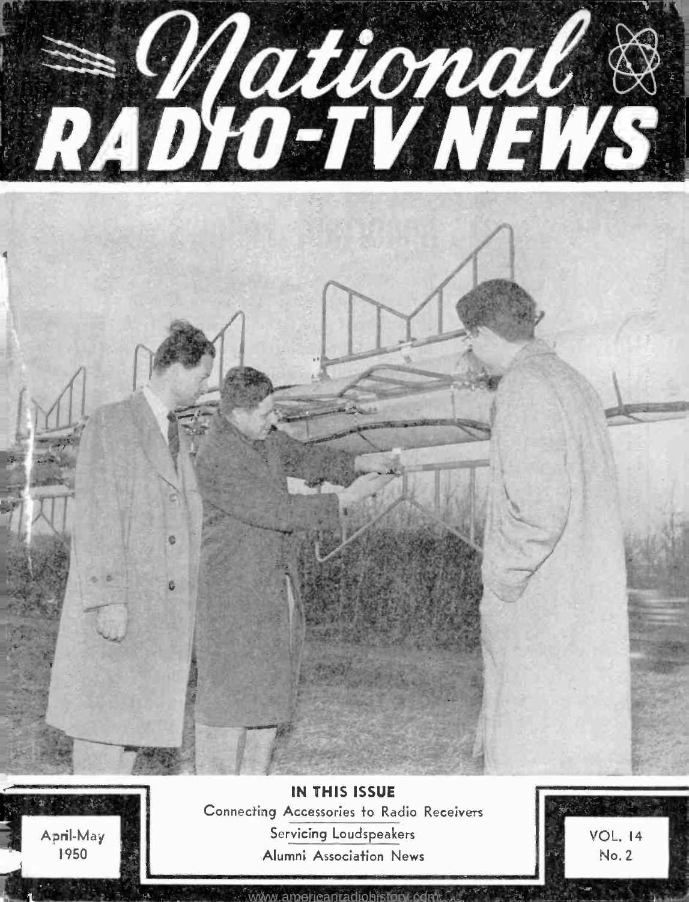# National RADIO-TV NEWS

**IN THIS ISSUE**

Connecting Accessories to Radio Receivers

Servicing Loudspeakers

Alumni Association News

April-May 1950

VOL. 14 No. 2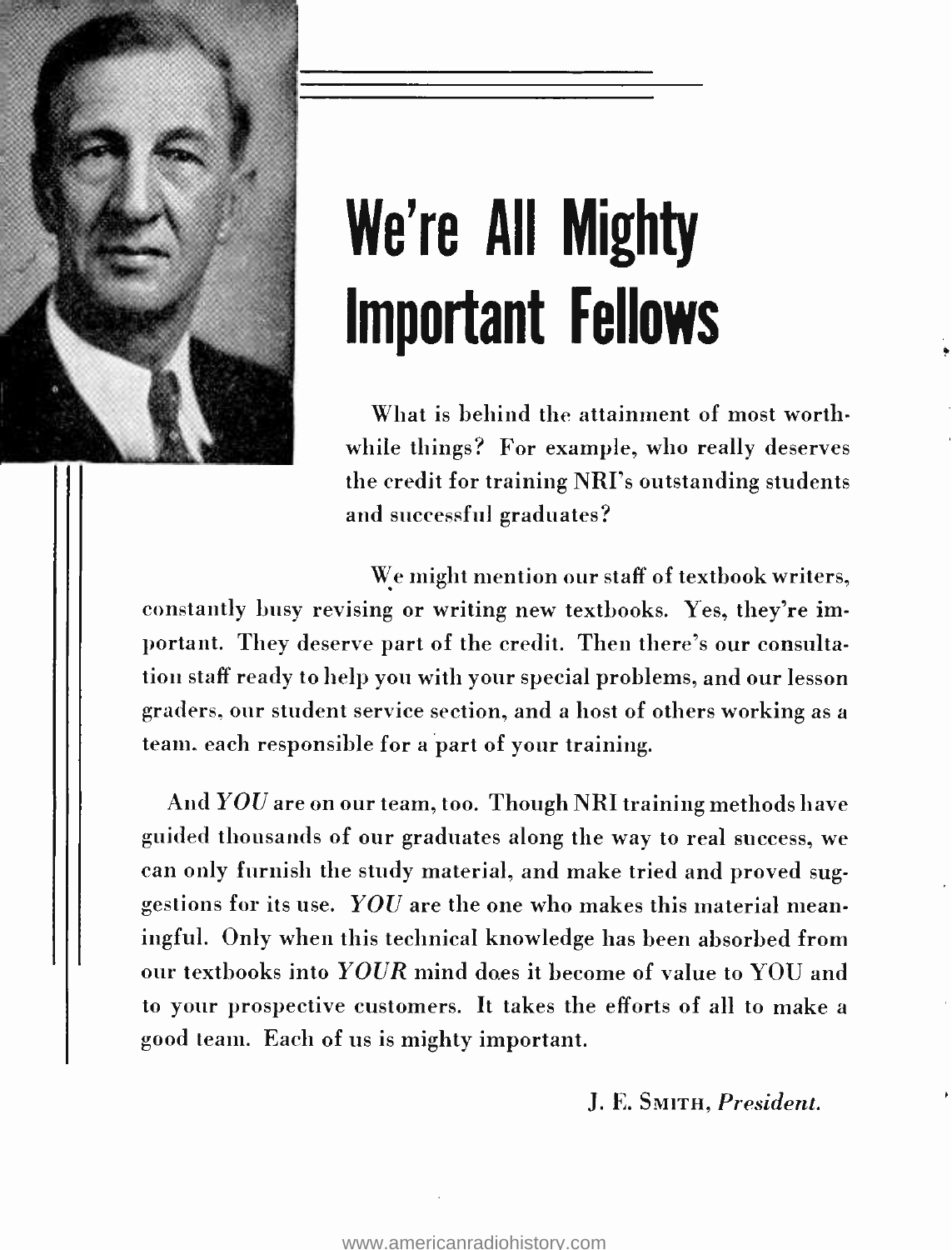# We're All Mighty Important Fellows

What is behind the attainment of most worthwhile things? For example, who really deserves the credit for training NRI's outstanding students and successful graduates?

We might mention our staff of textbook writers, constantly busy revising or writing new textbooks. Yes, they're important. They deserve part of the credit. Then there's our consultation staff ready to help you with your special problems, and our lesson graders, our student service section, and a host of others working as a team, each responsible for a part of your training.

And *YOU* are on our team, too. Though NRI training methods have guided thousands of our graduates along the way to real success, we can only furnish the study material, and make tried and proved suggestions for its use. *YOU* are the one who makes this material meaningful. Only when this technical knowledge has been absorbed from our textbooks into *YOUR* mind does it become of value to YOU and to your prospective customers. It takes the efforts of all to make a good team. Each of us is mighty important.

J. E. Smith, *President.*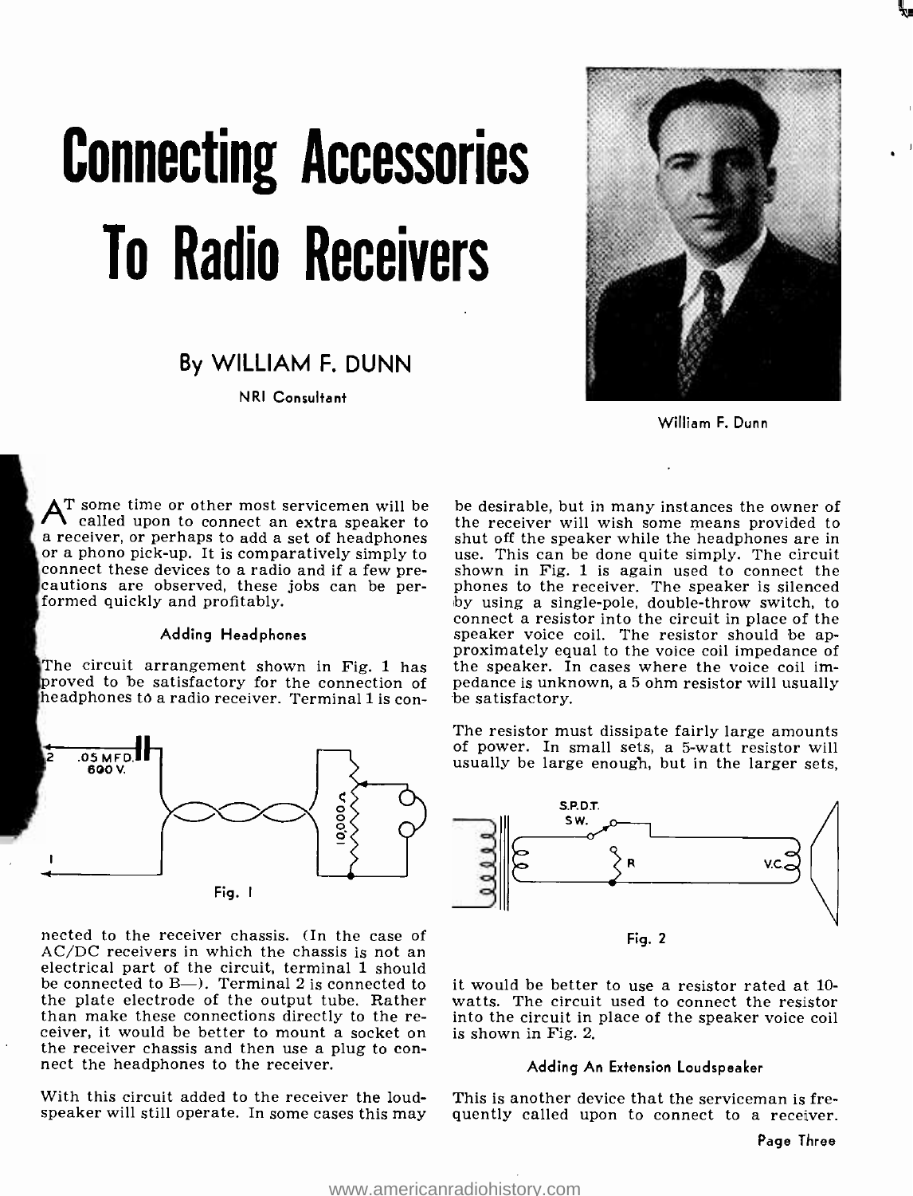# Connecting Accessories To Radio Receivers

## By WILLIAM F. DUNN

NRI Consultant

William F. Dunn

AT some time or other most servicemen will be called upon to connect an extra speaker to a receiver, or perhaps to add a set of headphones or a phono pick-up. It is comparatively simply to connect these devices to a radio and if a few precautions are observed, these jobs can be performed quickly and profitably.

### Adding Headphones

The circuit arrangement shown in Fig. 1 has proved to be satisfactory for the connection of headphones to a radio receiver. Terminal 1 is connected to the receiver chassis. (In the case of AC/DC receivers in which the chassis is not an electrical part of the circuit, terminal 1 should be connected to B—). Terminal 2 is connected to the plate electrode of the output tube. Rather than make these connections directly to the receiver, it would be better to mount a socket on the receiver chassis and then use a plug to connect the headphones to the receiver.

2 .05 MFD. 600 V.

10,000 Ω

1

Fig. 1

With this circuit added to the receiver the loudspeaker will still operate. In some cases this may be desirable, but in many instances the owner of the receiver will wish some means provided to shut off the speaker while the headphones are in use. This can be done quite simply. The circuit shown in Fig. 1 is again used to connect the phones to the receiver. The speaker is silenced by using a single-pole, double-throw switch, to connect a resistor into the circuit in place of the speaker voice coil. The resistor should be approximately equal to the voice coil impedance of the speaker. In cases where the voice coil impedance is unknown, a 5 ohm resistor will usually be satisfactory.

The resistor must dissipate fairly large amounts of power. In small sets, a 5-watt resistor will usually be large enough, but in the larger sets, it would be better to use a resistor rated at 10-watts. The circuit used to connect the resistor into the circuit in place of the speaker voice coil is shown in Fig. 2.

S.P.D.T. SW.

R

V.C.

Fig. 2

### Adding An Extension Loudspeaker

This is another device that the serviceman is frequently called upon to connect to a receiver.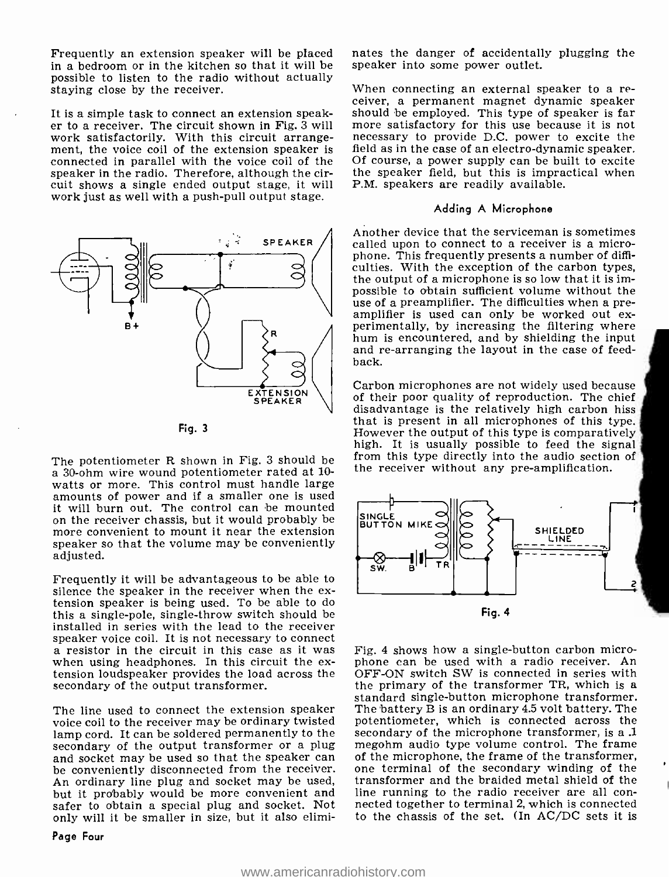Frequently an extension speaker will be placed in a bedroom or in the kitchen so that it will be possible to listen to the radio without actually staying close by the receiver.

It is a simple task to connect an extension speaker to a receiver. The circuit shown in Fig. 3 will work satisfactorily. With this circuit arrangement, the voice coil of the extension speaker is connected in parallel with the voice coil of the speaker in the radio. Therefore, although the circuit shows a single ended output stage, it will work just as well with a push-pull output stage.

Fig. 3

The potentiometer R shown in Fig. 3 should be a 30-ohm wire wound potentiometer rated at 10-watts or more. This control must handle large amounts of power and if a smaller one is used it will burn out. The control can be mounted on the receiver chassis, but it would probably be more convenient to mount it near the extension speaker so that the volume may be conveniently adjusted.

Frequently it will be advantageous to be able to silence the speaker in the receiver when the extension speaker is being used. To be able to do this a single-pole, single-throw switch should be installed in series with the lead to the receiver speaker voice coil. It is not necessary to connect a resistor in the circuit in this case as it was when using headphones. In this circuit the extension loudspeaker provides the load across the secondary of the output transformer.

The line used to connect the extension speaker voice coil to the receiver may be ordinary twisted lamp cord. It can be soldered permanently to the secondary of the output transformer or a plug and socket may be used so that the speaker can be conveniently disconnected from the receiver. An ordinary line plug and socket may be used, but it probably would be more convenient and safer to obtain a special plug and socket. Not only will it be smaller in size, but it also eliminates the danger of accidentally plugging the speaker into some power outlet.

When connecting an external speaker to a receiver, a permanent magnet dynamic speaker should be employed. This type of speaker is far more satisfactory for this use because it is not necessary to provide D.C. power to excite the field as in the case of an electro-dynamic speaker. Of course, a power supply can be built to excite the speaker field, but this is impractical when P.M. speakers are readily available.

### Adding A Microphone

Another device that the serviceman is sometimes called upon to connect to a receiver is a microphone. This frequently presents a number of difficulties. With the exception of the carbon types, the output of a microphone is so low that it is impossible to obtain sufficient volume without the use of a preamplifier. The difficulties when a preamplifier is used can only be worked out experimentally, by increasing the filtering where hum is encountered, and by shielding the input and re-arranging the layout in the case of feedback.

Carbon microphones are not widely used because of their poor quality of reproduction. The chief disadvantage is the relatively high carbon hiss that is present in all microphones of this type. However the output of this type is comparatively high. It is usually possible to feed the signal from this type directly into the audio section of the receiver without any pre-amplification.

Fig. 4

Fig. 4 shows how a single-button carbon microphone can be used with a radio receiver. An OFF-ON switch SW is connected in series with the primary of the transformer TR, which is a standard single-button microphone transformer. The battery B is an ordinary 4.5 volt battery. The potentiometer, which is connected across the secondary of the microphone transformer, is a .1 megohm audio type volume control. The frame of the microphone, the frame of the transformer, one terminal of the secondary winding of the transformer and the braided metal shield of the line running to the radio receiver are all connected together to terminal 2, which is connected to the chassis of the set. (In AC/DC sets it is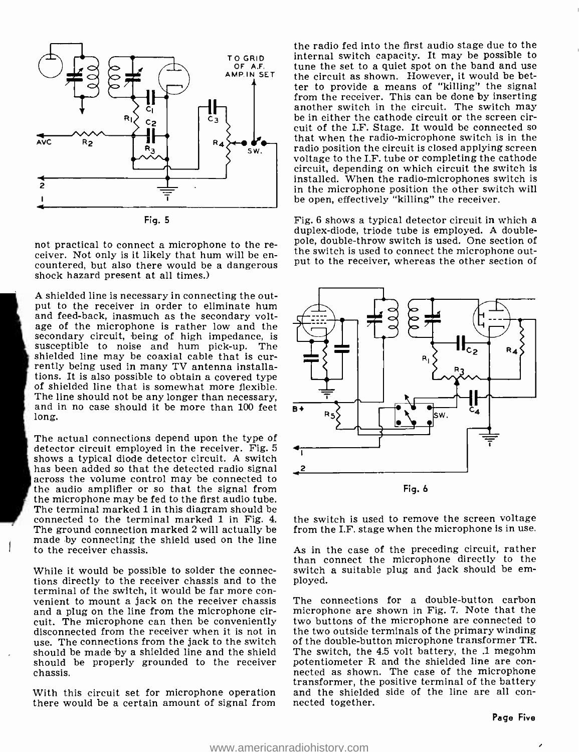Fig. 5

not practical to connect a microphone to the receiver. Not only is it likely that hum will be encountered, but also there would be a dangerous shock hazard present at all times.)

A shielded line is necessary in connecting the output to the receiver in order to eliminate hum and feed-back, inasmuch as the secondary voltage of the microphone is rather low and the secondary circuit, being of high impedance, is susceptible to noise and hum pick-up. The shielded line may be coaxial cable that is currently being used in many TV antenna installations. It is also possible to obtain a covered type of shielded line that is somewhat more flexible. The line should not be any longer than necessary, and in no case should it be more than 100 feet long.

The actual connections depend upon the type of detector circuit employed in the receiver. Fig. 5 shows a typical diode detector circuit. A switch has been added so that the detected radio signal across the volume control may be connected to the audio amplifier or so that the signal from the microphone may be fed to the first audio tube. The terminal marked 1 in this diagram should be connected to the terminal marked 1 in Fig. 4. The ground connection marked 2 will actually be made by connecting the shield used on the line to the receiver chassis.

While it would be possible to solder the connections directly to the receiver chassis and to the terminal of the switch, it would be far more convenient to mount a jack on the receiver chassis and a plug on the line from the microphone circuit. The microphone can then be conveniently disconnected from the receiver when it is not in use. The connections from the jack to the switch should be made by a shielded line and the shield should be properly grounded to the receiver chassis.

With this circuit set for microphone operation there would be a certain amount of signal from the radio fed into the first audio stage due to the internal switch capacity. It may be possible to tune the set to a quiet spot on the band and use the circuit as shown. However, it would be better to provide a means of "killing" the signal from the receiver. This can be done by inserting another switch in the circuit. The switch may be in either the cathode circuit or the screen circuit of the I.F. Stage. It would be connected so that when the radio-microphone switch is in the radio position the circuit is closed applying screen voltage to the I.F. tube or completing the cathode circuit, depending on which circuit the switch is installed. When the radio-microphones switch is in the microphone position the other switch will be open, effectively "killing" the receiver.

Fig. 6 shows a typical detector circuit in which a duplex-diode, triode tube is employed. A double-pole, double-throw switch is used. One section of the switch is used to connect the microphone output to the receiver, whereas the other section of the switch is used to remove the screen voltage from the I.F. stage when the microphone is in use.

Fig. 6

As in the case of the preceding circuit, rather than connect the microphone directly to the switch a suitable plug and jack should be employed.

The connections for a double-button carbon microphone are shown in Fig. 7. Note that the two buttons of the microphone are connected to the two outside terminals of the primary winding of the double-button microphone transformer TR. The switch, the 4.5 volt battery, the .1 megohm potentiometer R and the shielded line are connected as shown. The case of the microphone transformer, the positive terminal of the battery and the shielded side of the line are all connected together.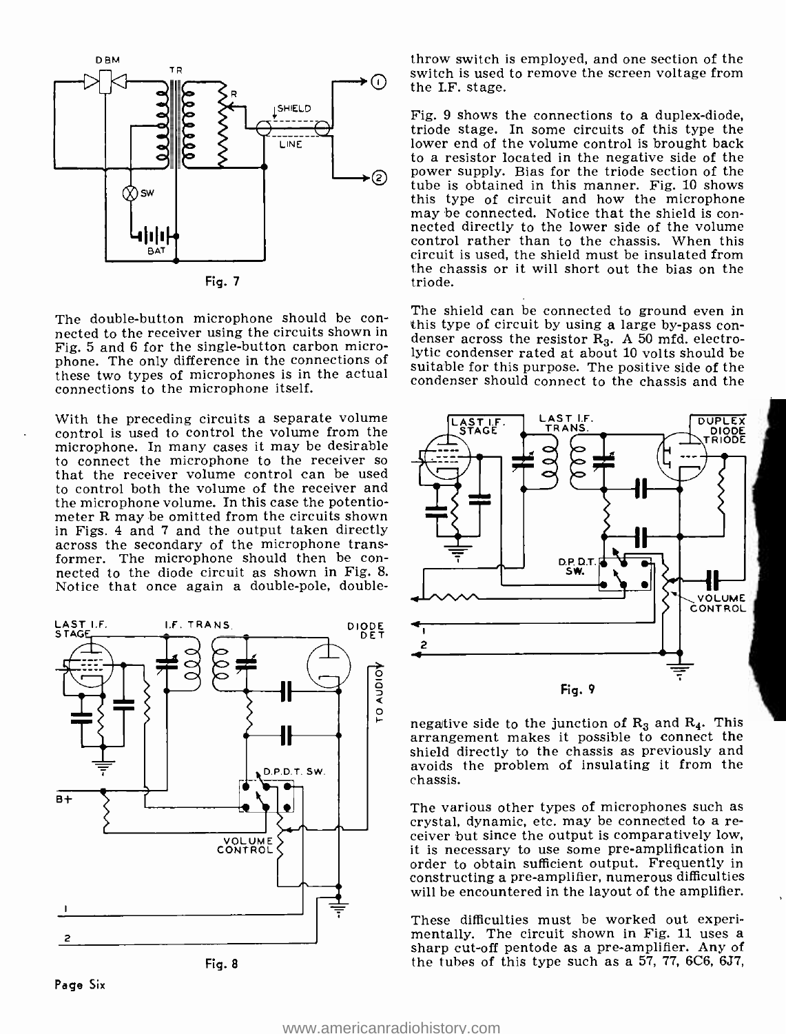Fig. 7

The double-button microphone should be connected to the receiver using the circuits shown in Fig. 5 and 6 for the single-button carbon microphone. The only difference in the connections of these two types of microphones is in the actual connections to the microphone itself.

With the preceding circuits a separate volume control is used to control the volume from the microphone. In many cases it may be desirable to connect the microphone to the receiver so that the receiver volume control can be used to control both the volume of the receiver and the microphone volume. In this case the potentiometer R may be omitted from the circuits shown in Figs. 4 and 7 and the output taken directly across the secondary of the microphone transformer. The microphone should then be connected to the diode circuit as shown in Fig. 8. Notice that once again a double-pole, double-throw switch is employed, and one section of the switch is used to remove the screen voltage from the I.F. stage.

Fig. 8

Fig. 9 shows the connections to a duplex-diode, triode stage. In some circuits of this type the lower end of the volume control is brought back to a resistor located in the negative side of the power supply. Bias for the triode section of the tube is obtained in this manner. Fig. 10 shows this type of circuit and how the microphone may be connected. Notice that the shield is connected directly to the lower side of the volume control rather than to the chassis. When this circuit is used, the shield must be insulated from the chassis or it will short out the bias on the triode.

The shield can be connected to ground even in this type of circuit by using a large by-pass condenser across the resistor $R_3$. A 50 mfd. electrolytic condenser rated at about 10 volts should be suitable for this purpose. The positive side of the condenser should connect to the chassis and the negative side to the junction of $R_3$ and $R_4$. This arrangement makes it possible to connect the shield directly to the chassis as previously and avoids the problem of insulating it from the chassis.

Fig. 9

The various other types of microphones such as crystal, dynamic, etc. may be connected to a receiver but since the output is comparatively low, it is necessary to use some pre-amplification in order to obtain sufficient output. Frequently in constructing a pre-amplifier, numerous difficulties will be encountered in the layout of the amplifier.

These difficulties must be worked out experimentally. The circuit shown in Fig. 11 uses a sharp cut-off pentode as a pre-amplifier. Any of the tubes of this type such as a 57, 77, 6C6, 6J7,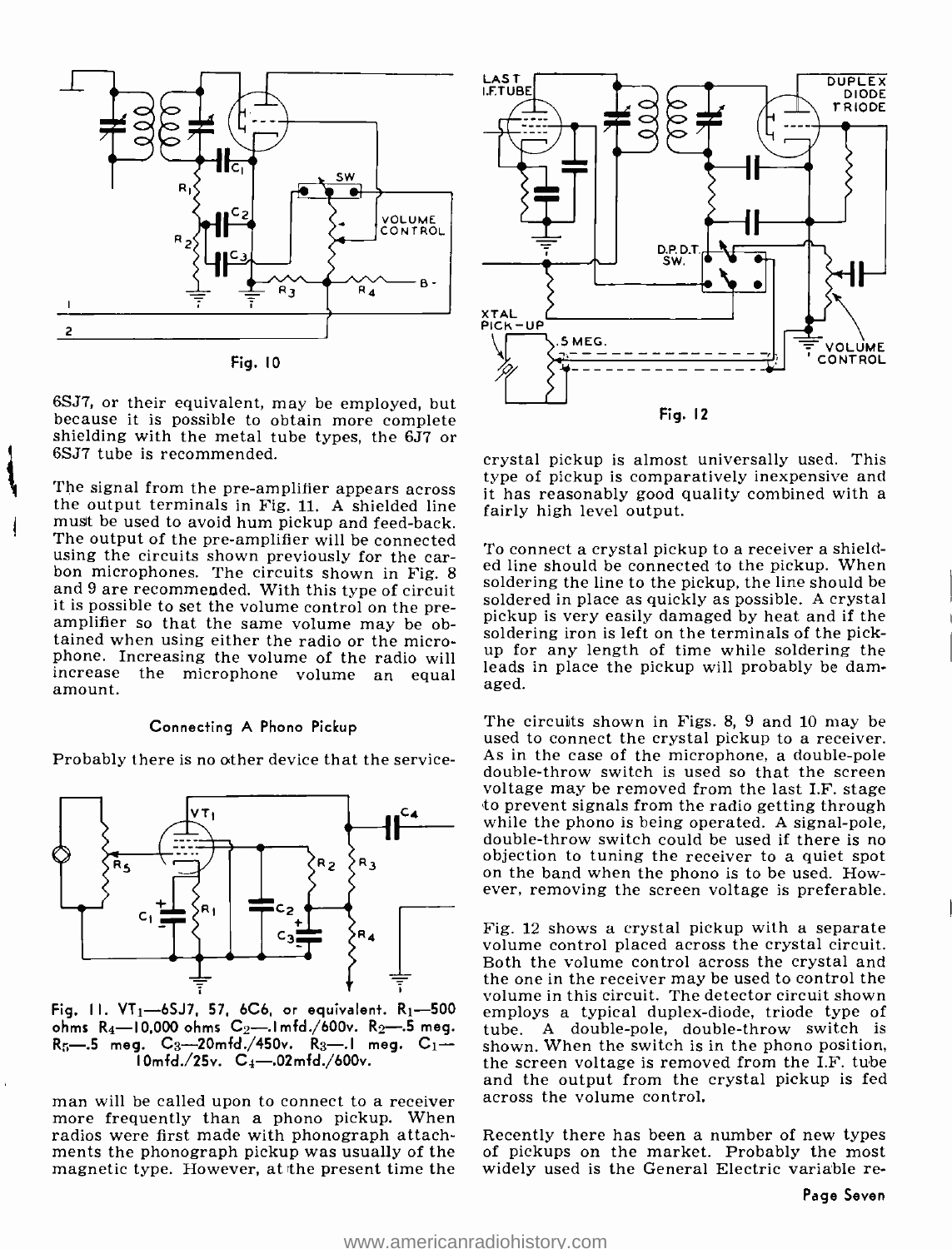Fig. 10

6SJ7, or their equivalent, may be employed, but because it is possible to obtain more complete shielding with the metal tube types, the 6J7 or 6SJ7 tube is recommended.

The signal from the pre-amplifier appears across the output terminals in Fig. 11. A shielded line must be used to avoid hum pickup and feed-back. The output of the pre-amplifier will be connected using the circuits shown previously for the carbon microphones. The circuits shown in Fig. 8 and 9 are recommended. With this type of circuit it is possible to set the volume control on the pre-amplifier so that the same volume may be obtained when using either the radio or the microphone. Increasing the volume of the radio will increase the microphone volume an equal amount.

### Connecting A Phono Pickup

Probably there is no other device that the serviceman will be called upon to connect to a receiver more frequently than a phono pickup. When radios were first made with phonograph attachments the phonograph pickup was usually of the magnetic type. However, at the present time the crystal pickup is almost universally used. This type of pickup is comparatively inexpensive and it has reasonably good quality combined with a fairly high level output.

Fig. 11. $VT_1$—6SJ7, 57, 6C6, or equivalent. $R_1$—500 ohms $R_4$—10,000 ohms $C_2$—.1mfd./600v. $R_2$—.5 meg. $R_5$—.5 meg. $C_3$—20mfd./450v. $R_3$—.1 meg. $C_1$—10mfd./25v. $C_4$—.02mfd./600v.

Fig. 12

To connect a crystal pickup to a receiver a shielded line should be connected to the pickup. When soldering the line to the pickup, the line should be soldered in place as quickly as possible. A crystal pickup is very easily damaged by heat and if the soldering iron is left on the terminals of the pickup for any length of time while soldering the leads in place the pickup will probably be damaged.

The circuits shown in Figs. 8, 9 and 10 may be used to connect the crystal pickup to a receiver. As in the case of the microphone, a double-pole double-throw switch is used so that the screen voltage may be removed from the last I.F. stage to prevent signals from the radio getting through while the phono is being operated. A signal-pole, double-throw switch could be used if there is no objection to tuning the receiver to a quiet spot on the band when the phono is to be used. However, removing the screen voltage is preferable.

Fig. 12 shows a crystal pickup with a separate volume control placed across the crystal circuit. Both the volume control across the crystal and the one in the receiver may be used to control the volume in this circuit. The detector circuit shown employs a typical duplex-diode, triode type of tube. A double-pole, double-throw switch is shown. When the switch is in the phono position, the screen voltage is removed from the I.F. tube and the output from the crystal pickup is fed across the volume control.

Recently there has been a number of new types of pickups on the market. Probably the most widely used is the General Electric variable re-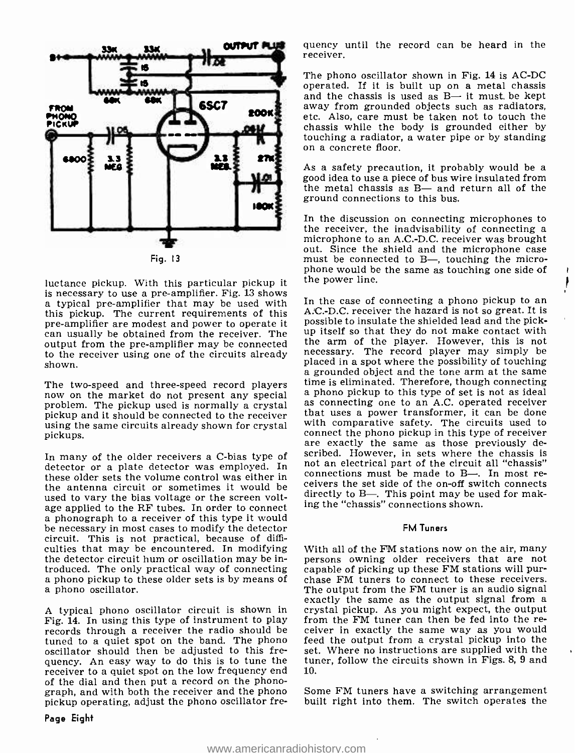Fig. 13

luctance pickup. With this particular pickup it is necessary to use a pre-amplifier. Fig. 13 shows a typical pre-amplifier that may be used with this pickup. The current requirements of this pre-amplifier are modest and power to operate it can usually be obtained from the receiver. The output from the pre-amplifier may be connected to the receiver using one of the circuits already shown.

The two-speed and three-speed record players now on the market do not present any special problem. The pickup used is normally a crystal pickup and it should be connected to the receiver using the same circuits already shown for crystal pickups.

In many of the older receivers a C-bias type of detector or a plate detector was employed. In these older sets the volume control was either in the antenna circuit or sometimes it would be used to vary the bias voltage or the screen voltage applied to the RF tubes. In order to connect a phonograph to a receiver of this type it would be necessary in most cases to modify the detector circuit. This is not practical, because of difficulties that may be encountered. In modifying the detector circuit hum or oscillation may be introduced. The only practical way of connecting a phono pickup to these older sets is by means of a phono oscillator.

A typical phono oscillator circuit is shown in Fig. 14. In using this type of instrument to play records through a receiver the radio should be tuned to a quiet spot on the band. The phono oscillator should then be adjusted to this frequency. An easy way to do this is to tune the receiver to a quiet spot on the low frequency end of the dial and then put a record on the phonograph, and with both the receiver and the phono pickup operating, adjust the phono oscillator frequency until the record can be heard in the receiver.

The phono oscillator shown in Fig. 14 is AC-DC operated. If it is built up on a metal chassis and the chassis is used as B— it must be kept away from grounded objects such as radiators, etc. Also, care must be taken not to touch the chassis while the body is grounded either by touching a radiator, a water pipe or by standing on a concrete floor.

As a safety precaution, it probably would be a good idea to use a piece of bus wire insulated from the metal chassis as B— and return all of the ground connections to this bus.

In the discussion on connecting microphones to the receiver, the inadvisability of connecting a microphone to an A.C.-D.C. receiver was brought out. Since the shield and the microphone case must be connected to B—, touching the microphone would be the same as touching one side of the power line.

In the case of connecting a phono pickup to an A.C.-D.C. receiver the hazard is not so great. It is possible to insulate the shielded lead and the pickup itself so that they do not make contact with the arm of the player. However, this is not necessary. The record player may simply be placed in a spot where the possibility of touching a grounded object and the tone arm at the same time is eliminated. Therefore, though connecting a phono pickup to this type of set is not as ideal as connecting one to an A.C. operated receiver that uses a power transformer, it can be done with comparative safety. The circuits used to connect the phono pickup in this type of receiver are exactly the same as those previously described. However, in sets where the chassis is not an electrical part of the circuit all "chassis" connections must be made to B—. In most receivers the set side of the on-off switch connects directly to B—. This point may be used for making the "chassis" connections shown.

## FM Tuners

With all of the FM stations now on the air, many persons owning older receivers that are not capable of picking up these FM stations will purchase FM tuners to connect to these receivers. The output from the FM tuner is an audio signal exactly the same as the output signal from a crystal pickup. As you might expect, the output from the FM tuner can then be fed into the receiver in exactly the same way as you would feed the output from a crystal pickup into the set. Where no instructions are supplied with the tuner, follow the circuits shown in Figs. 8, 9 and 10.

Some FM tuners have a switching arrangement built right into them. The switch operates the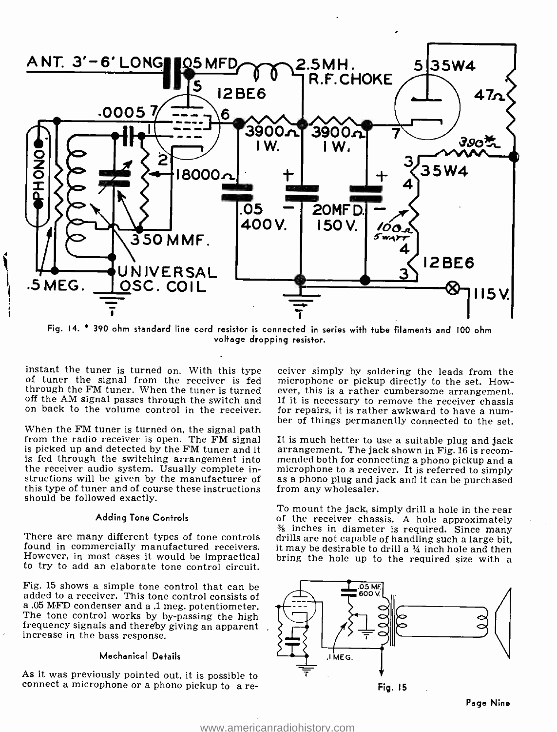Fig. 14. * 390 ohm standard line cord resistor is connected in series with tube filaments and 100 ohm voltage dropping resistor.

instant the tuner is turned on. With this type of tuner the signal from the receiver is fed through the FM tuner. When the tuner is turned off the AM signal passes through the switch and on back to the volume control in the receiver.

When the FM tuner is turned on, the signal path from the radio receiver is open. The FM signal is picked up and detected by the FM tuner and it is fed through the switching arrangement into the receiver audio system. Usually complete instructions will be given by the manufacturer of this type of tuner and of course these instructions should be followed exactly.

### Adding Tone Controls

There are many different types of tone controls found in commercially manufactured receivers. However, in most cases it would be impractical to try to add an elaborate tone control circuit.

Fig. 15 shows a simple tone control that can be added to a receiver. This tone control consists of a .05 MFD condenser and a .1 meg. potentiometer. The tone control works by by-passing the high frequency signals and thereby giving an apparent increase in the bass response.

### Mechanical Details

As it was previously pointed out, it is possible to connect a microphone or a phono pickup to a receiver simply by soldering the leads from the microphone or pickup directly to the set. However, this is a rather cumbersome arrangement. If it is necessary to remove the receiver chassis for repairs, it is rather awkward to have a number of things permanently connected to the set.

It is much better to use a suitable plug and jack arrangement. The jack shown in Fig. 16 is recommended both for connecting a phono pickup and a microphone to a receiver. It is referred to simply as a phono plug and jack and it can be purchased from any wholesaler.

To mount the jack, simply drill a hole in the rear of the receiver chassis. A hole approximately ⅜ inches in diameter is required. Since many drills are not capable of handling such a large bit, it may be desirable to drill a ¼ inch hole and then bring the hole up to the required size with a

Fig. 15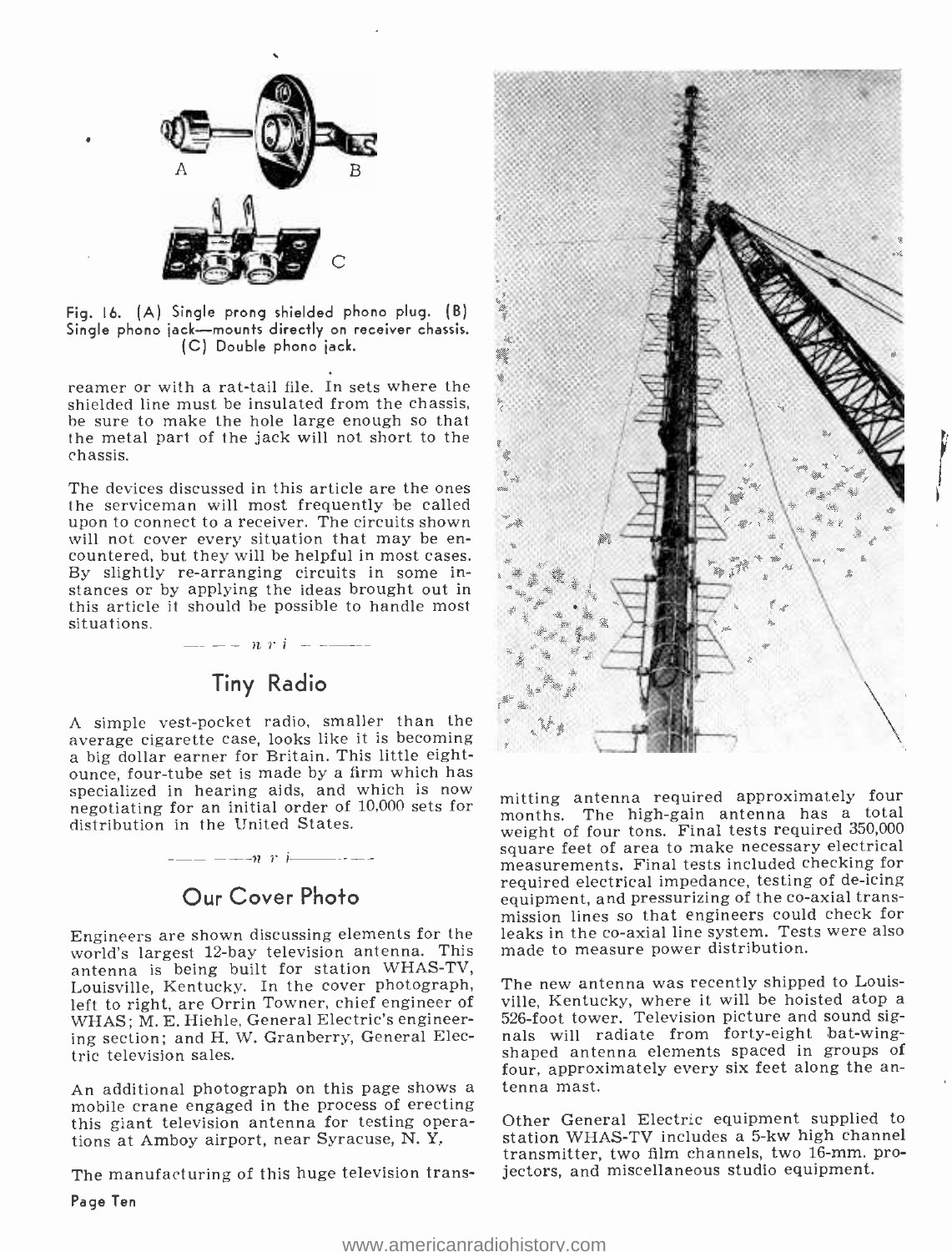Fig. 16. (A) Single prong shielded phono plug. (B) Single phono jack—mounts directly on receiver chassis. (C) Double phono jack.

reamer or with a rat-tail file. In sets where the shielded line must be insulated from the chassis, be sure to make the hole large enough so that the metal part of the jack will not short to the chassis.

The devices discussed in this article are the ones the serviceman will most frequently be called upon to connect to a receiver. The circuits shown will not cover every situation that may be encountered, but they will be helpful in most cases. By slightly re-arranging circuits in some instances or by applying the ideas brought out in this article it should be possible to handle most situations.

— n r i —

## Tiny Radio

A simple vest-pocket radio, smaller than the average cigarette case, looks like it is becoming a big dollar earner for Britain. This little eight-ounce, four-tube set is made by a firm which has specialized in hearing aids, and which is now negotiating for an initial order of 10,000 sets for distribution in the United States.

— n r i —

## Our Cover Photo

Engineers are shown discussing elements for the world's largest 12-bay television antenna. This antenna is being built for station WHAS-TV, Louisville, Kentucky. In the cover photograph, left to right, are Orrin Towner, chief engineer of WHAS; M. E. Hiehle, General Electric's engineering section; and H. W. Granberry, General Electric television sales.

An additional photograph on this page shows a mobile crane engaged in the process of erecting this giant television antenna for testing operations at Amboy airport, near Syracuse, N. Y.

The manufacturing of this huge television transmitting antenna required approximately four months. The high-gain antenna has a total weight of four tons. Final tests required 350,000 square feet of area to make necessary electrical measurements. Final tests included checking for required electrical impedance, testing of de-icing equipment, and pressurizing of the co-axial transmission lines so that engineers could check for leaks in the co-axial line system. Tests were also made to measure power distribution.

The new antenna was recently shipped to Louisville, Kentucky, where it will be hoisted atop a 526-foot tower. Television picture and sound signals will radiate from forty-eight bat-wing-shaped antenna elements spaced in groups of four, approximately every six feet along the antenna mast.

Other General Electric equipment supplied to station WHAS-TV includes a 5-kw high channel transmitter, two film channels, two 16-mm. projectors, and miscellaneous studio equipment.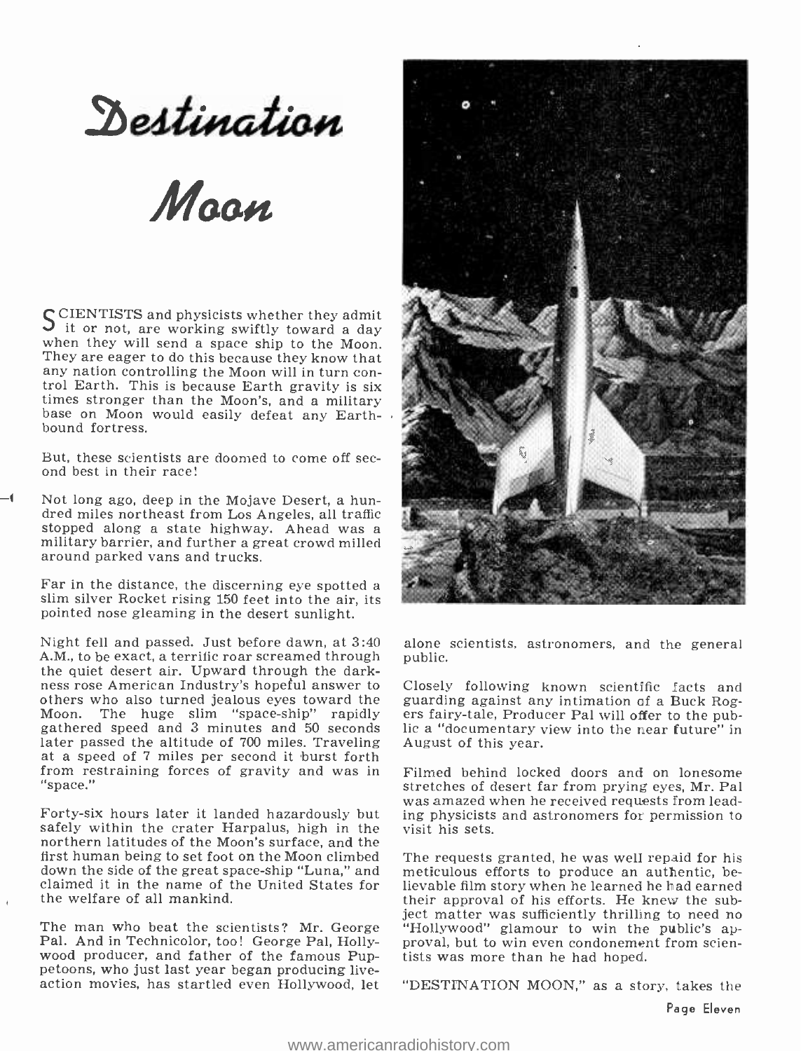# Destination Moon

SCIENTISTS and physicists whether they admit it or not, are working swiftly toward a day when they will send a space ship to the Moon. They are eager to do this because they know that any nation controlling the Moon will in turn control Earth. This is because Earth gravity is six times stronger than the Moon's, and a military base on Moon would easily defeat any Earth-bound fortress.

But, these scientists are doomed to come off second best in their race!

Not long ago, deep in the Mojave Desert, a hundred miles northeast from Los Angeles, all traffic stopped along a state highway. Ahead was a military barrier, and further a great crowd milled around parked vans and trucks.

Far in the distance, the discerning eye spotted a slim silver Rocket rising 150 feet into the air, its pointed nose gleaming in the desert sunlight.

Night fell and passed. Just before dawn, at 3:40 A.M., to be exact, a terrific roar screamed through the quiet desert air. Upward through the darkness rose American Industry's hopeful answer to others who also turned jealous eyes toward the Moon. The huge slim "space-ship" rapidly gathered speed and 3 minutes and 50 seconds later passed the altitude of 700 miles. Traveling at a speed of 7 miles per second it burst forth from restraining forces of gravity and was in "space."

Forty-six hours later it landed hazardously but safely within the crater Harpalus, high in the northern latitudes of the Moon's surface, and the first human being to set foot on the Moon climbed down the side of the great space-ship "Luna," and claimed it in the name of the United States for the welfare of all mankind.

The man who beat the scientists? Mr. George Pal. And in Technicolor, too! George Pal, Hollywood producer, and father of the famous Puppetoons, who just last year began producing live-action movies, has startled even Hollywood, let alone scientists, astronomers, and the general public.

Closely following known scientific facts and guarding against any intimation of a Buck Rogers fairy-tale, Producer Pal will offer to the public a "documentary view into the near future" in August of this year.

Filmed behind locked doors and on lonesome stretches of desert far from prying eyes, Mr. Pal was amazed when he received requests from leading physicists and astronomers for permission to visit his sets.

The requests granted, he was well repaid for his meticulous efforts to produce an authentic, believable film story when he learned he had earned their approval of his efforts. He knew the subject matter was sufficiently thrilling to need no "Hollywood" glamour to win the public's approval, but to win even condonement from scientists was more than he had hoped.

"DESTINATION MOON," as a story, takes the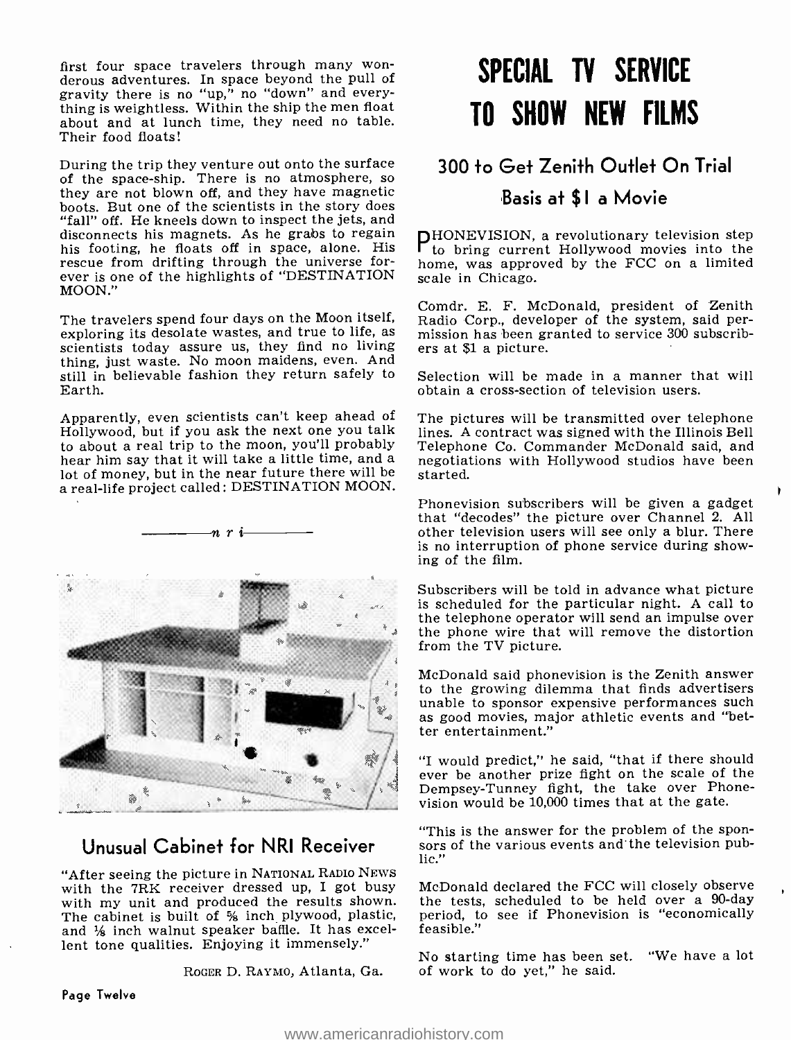first four space travelers through many wonderous adventures. In space beyond the pull of gravity there is no "up," no "down" and everything is weightless. Within the ship the men float about and at lunch time, they need no table. Their food floats!

During the trip they venture out onto the surface of the space-ship. There is no atmosphere, so they are not blown off, and they have magnetic boots. But one of the scientists in the story does "fall" off. He kneels down to inspect the jets, and disconnects his magnets. As he grabs to regain his footing, he floats off in space, alone. His rescue from drifting through the universe forever is one of the highlights of "DESTINATION MOON."

The travelers spend four days on the Moon itself, exploring its desolate wastes, and true to life, as scientists today assure us, they find no living thing, just waste. No moon maidens, even. And still in believable fashion they return safely to Earth.

Apparently, even scientists can't keep ahead of Hollywood, but if you ask the next one you talk to about a real trip to the moon, you'll probably hear him say that it will take a little time, and a lot of money, but in the near future there will be a real-life project called: DESTINATION MOON.

n r i

## Unusual Cabinet for NRI Receiver

"After seeing the picture in NATIONAL RADIO NEWS with the 7RK receiver dressed up, I got busy with my unit and produced the results shown. The cabinet is built of ⅝ inch plywood, plastic, and ⅛ inch walnut speaker baffle. It has excellent tone qualities. Enjoying it immensely."

ROGER D. RAYMO, Atlanta, Ga.

# SPECIAL TV SERVICE TO SHOW NEW FILMS

## 300 to Get Zenith Outlet On Trial Basis at $1 a Movie

PHONEVISION, a revolutionary television step to bring current Hollywood movies into the home, was approved by the FCC on a limited scale in Chicago.

Comdr. E. F. McDonald, president of Zenith Radio Corp., developer of the system, said permission has been granted to service 300 subscribers at $1 a picture.

Selection will be made in a manner that will obtain a cross-section of television users.

The pictures will be transmitted over telephone lines. A contract was signed with the Illinois Bell Telephone Co. Commander McDonald said, and negotiations with Hollywood studios have been started.

Phonevision subscribers will be given a gadget that "decodes" the picture over Channel 2. All other television users will see only a blur. There is no interruption of phone service during showing of the film.

Subscribers will be told in advance what picture is scheduled for the particular night. A call to the telephone operator will send an impulse over the phone wire that will remove the distortion from the TV picture.

McDonald said phonevision is the Zenith answer to the growing dilemma that finds advertisers unable to sponsor expensive performances such as good movies, major athletic events and "better entertainment."

"I would predict," he said, "that if there should ever be another prize fight on the scale of the Dempsey-Tunney fight, the take over Phonevision would be 10,000 times that at the gate.

"This is the answer for the problem of the sponsors of the various events and the television public."

McDonald declared the FCC will closely observe the tests, scheduled to be held over a 90-day period, to see if Phonevision is "economically feasible."

No starting time has been set. "We have a lot of work to do yet," he said.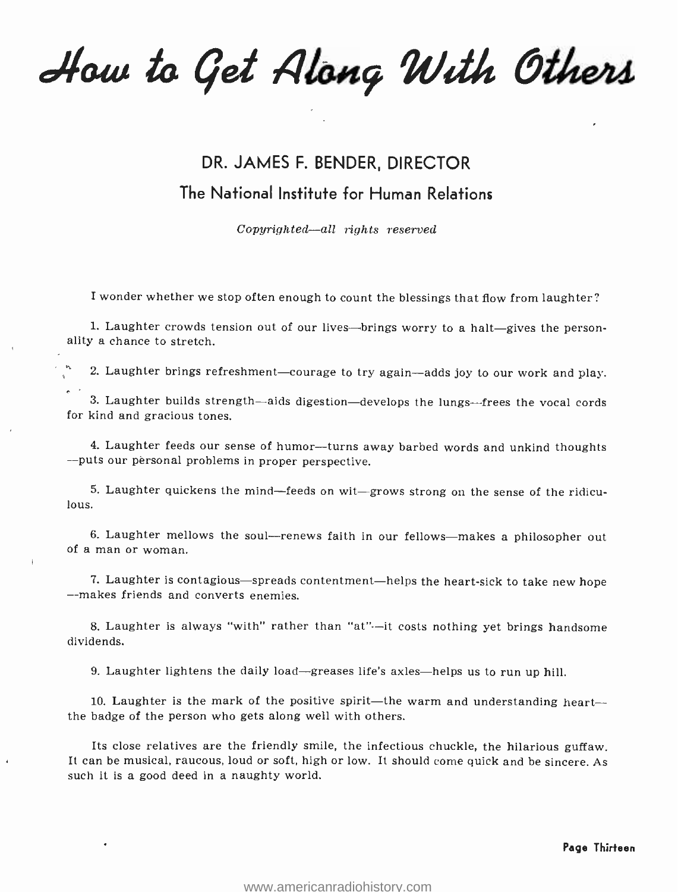# How to Get Along With Others

## DR. JAMES F. BENDER, DIRECTOR

### The National Institute for Human Relations

*Copyrighted—all rights reserved*

I wonder whether we stop often enough to count the blessings that flow from laughter?

1. Laughter crowds tension out of our lives—brings worry to a halt—gives the personality a chance to stretch.

2. Laughter brings refreshment—courage to try again—adds joy to our work and play.

3. Laughter builds strength—aids digestion—develops the lungs—frees the vocal cords for kind and gracious tones.

4. Laughter feeds our sense of humor—turns away barbed words and unkind thoughts—puts our personal problems in proper perspective.

5. Laughter quickens the mind—feeds on wit—grows strong on the sense of the ridiculous.

6. Laughter mellows the soul—renews faith in our fellows—makes a philosopher out of a man or woman.

7. Laughter is contagious—spreads contentment—helps the heart-sick to take new hope—makes friends and converts enemies.

8. Laughter is always "with" rather than "at"—it costs nothing yet brings handsome dividends.

9. Laughter lightens the daily load—greases life's axles—helps us to run up hill.

10. Laughter is the mark of the positive spirit—the warm and understanding heart—the badge of the person who gets along well with others.

Its close relatives are the friendly smile, the infectious chuckle, the hilarious guffaw. It can be musical, raucous, loud or soft, high or low. It should come quick and be sincere. As such it is a good deed in a naughty world.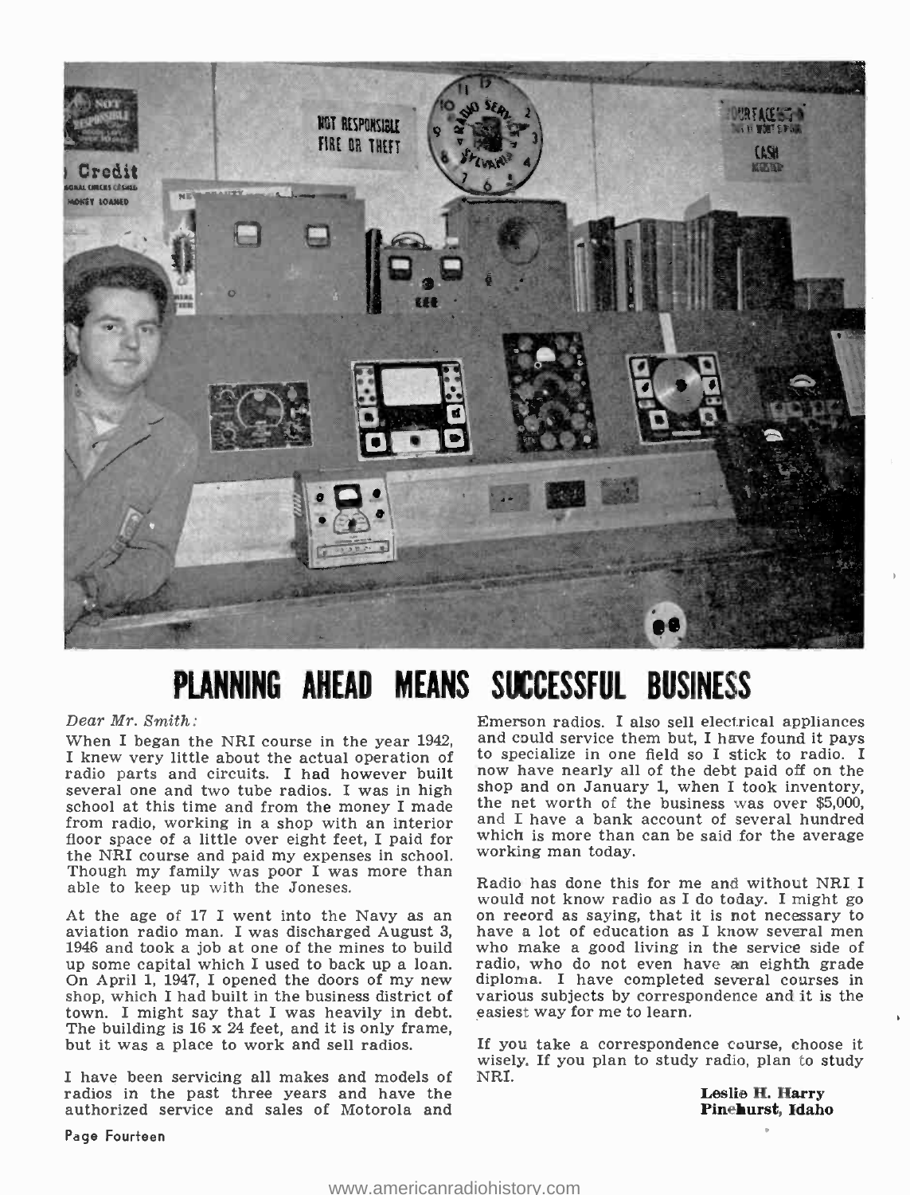# PLANNING AHEAD MEANS SUCCESSFUL BUSINESS

*Dear Mr. Smith:*

When I began the NRI course in the year 1942, I knew very little about the actual operation of radio parts and circuits. I had however built several one and two tube radios. I was in high school at this time and from the money I made from radio, working in a shop with an interior floor space of a little over eight feet, I paid for the NRI course and paid my expenses in school. Though my family was poor I was more than able to keep up with the Joneses.

At the age of 17 I went into the Navy as an aviation radio man. I was discharged August 3, 1946 and took a job at one of the mines to build up some capital which I used to back up a loan. On April 1, 1947, I opened the doors of my new shop, which I had built in the business district of town. I might say that I was heavily in debt. The building is 16 x 24 feet, and it is only frame, but it was a place to work and sell radios.

I have been servicing all makes and models of radios in the past three years and have the authorized service and sales of Motorola and Emerson radios. I also sell electrical appliances and could service them but, I have found it pays to specialize in one field so I stick to radio. I now have nearly all of the debt paid off on the shop and on January 1, when I took inventory, the net worth of the business was over $5,000, and I have a bank account of several hundred which is more than can be said for the average working man today.

Radio has done this for me and without NRI I would not know radio as I do today. I might go on record as saying, that it is not necessary to have a lot of education as I know several men who make a good living in the service side of radio, who do not even have an eighth grade diploma. I have completed several courses in various subjects by correspondence and it is the easiest way for me to learn.

If you take a correspondence course, choose it wisely. If you plan to study radio, plan to study NRI.

**Leslie H. Harry**
**Pinehurst, Idaho**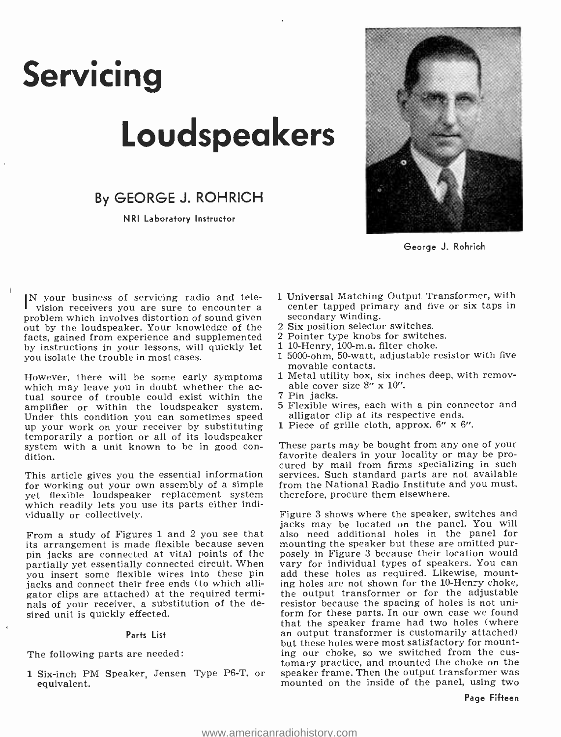# Servicing Loudspeakers

## By GEORGE J. ROHRICH

NRI Laboratory Instructor

George J. Rohrich

IN your business of servicing radio and television receivers you are sure to encounter a problem which involves distortion of sound given out by the loudspeaker. Your knowledge of the facts, gained from experience and supplemented by instructions in your lessons, will quickly let you isolate the trouble in most cases.

However, there will be some early symptoms which may leave you in doubt whether the actual source of trouble could exist within the amplifier or within the loudspeaker system. Under this condition you can sometimes speed up your work on your receiver by substituting temporarily a portion or all of its loudspeaker system with a unit known to be in good condition.

This article gives you the essential information for working out your own assembly of a simple yet flexible loudspeaker replacement system which readily lets you use its parts either individually or collectively.

From a study of Figures 1 and 2 you see that its arrangement is made flexible because seven pin jacks are connected at vital points of the partially yet essentially connected circuit. When you insert some flexible wires into these pin jacks and connect their free ends (to which alligator clips are attached) at the required terminals of your receiver, a substitution of the desired unit is quickly effected.

### Parts List

The following parts are needed:

- 1 Six-inch PM Speaker, Jensen Type P6-T, or equivalent.
- 1 Universal Matching Output Transformer, with center tapped primary and five or six taps in secondary winding.
- 2 Six position selector switches.
- 2 Pointer type knobs for switches.
- 1 10-Henry, 100-m.a. filter choke.
- 1 5000-ohm, 50-watt, adjustable resistor with five movable contacts.
- 1 Metal utility box, six inches deep, with removable cover size 8" x 10".
- 7 Pin jacks.
- 5 Flexible wires, each with a pin connector and alligator clip at its respective ends.
- 1 Piece of grille cloth, approx. 6" x 6".

These parts may be bought from any one of your favorite dealers in your locality or may be procured by mail from firms specializing in such services. Such standard parts are not available from the National Radio Institute and you must, therefore, procure them elsewhere.

Figure 3 shows where the speaker, switches and jacks may be located on the panel. You will also need additional holes in the panel for mounting the speaker but these are omitted purposely in Figure 3 because their location would vary for individual types of speakers. You can add these holes as required. Likewise, mounting holes are not shown for the 10-Henry choke, the output transformer or for the adjustable resistor because the spacing of holes is not uniform for these parts. In our own case we found that the speaker frame had two holes (where an output transformer is customarily attached) but these holes were most satisfactory for mounting our choke, so we switched from the customary practice, and mounted the choke on the speaker frame. Then the output transformer was mounted on the inside of the panel, using two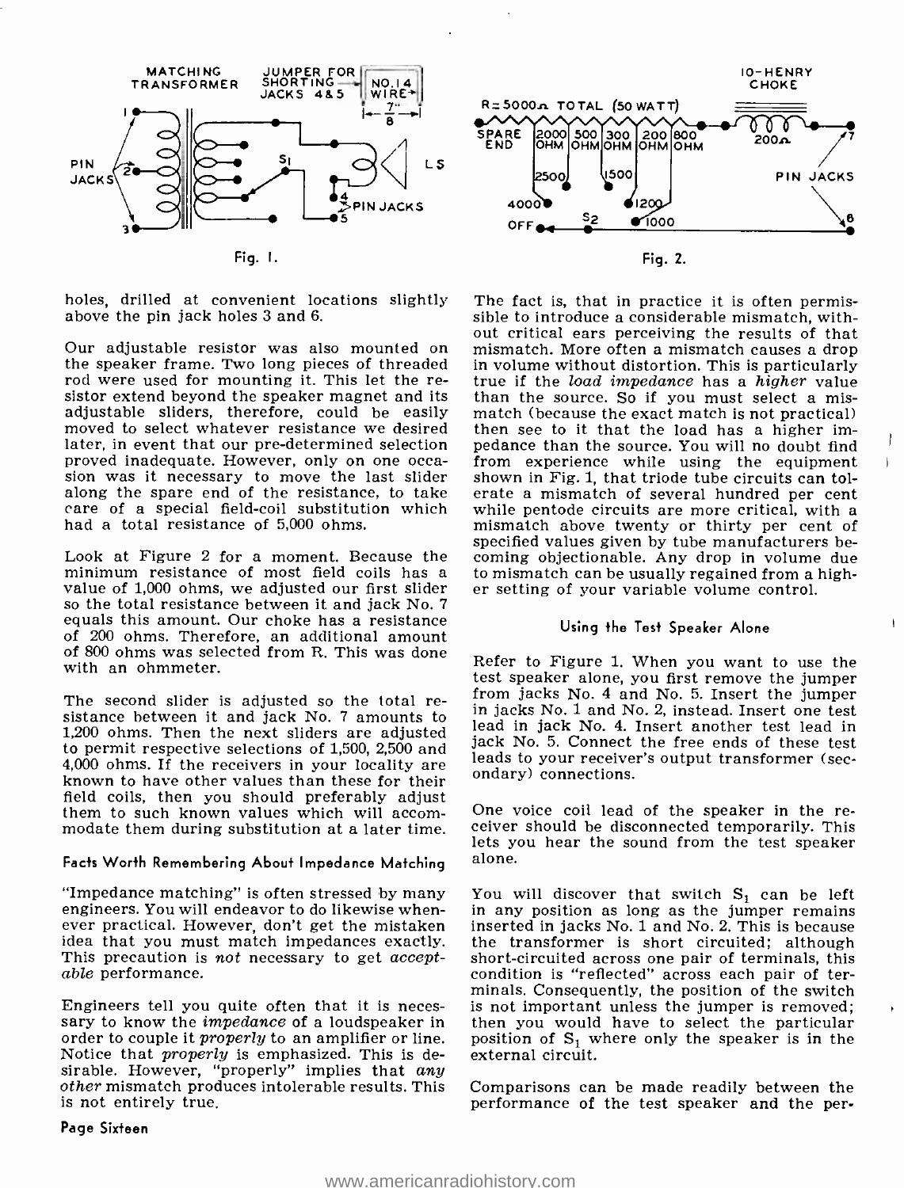Fig. 1.

Fig. 2.

holes, drilled at convenient locations slightly above the pin jack holes 3 and 6.

Our adjustable resistor was also mounted on the speaker frame. Two long pieces of threaded rod were used for mounting it. This let the resistor extend beyond the speaker magnet and its adjustable sliders, therefore, could be easily moved to select whatever resistance we desired later, in event that our pre-determined selection proved inadequate. However, only on one occasion was it necessary to move the last slider along the spare end of the resistance, to take care of a special field-coil substitution which had a total resistance of 5,000 ohms.

Look at Figure 2 for a moment. Because the minimum resistance of most field coils has a value of 1,000 ohms, we adjusted our first slider so the total resistance between it and jack No. 7 equals this amount. Our choke has a resistance of 200 ohms. Therefore, an additional amount of 800 ohms was selected from R. This was done with an ohmmeter.

The second slider is adjusted so the total resistance between it and jack No. 7 amounts to 1,200 ohms. Then the next sliders are adjusted to permit respective selections of 1,500, 2,500 and 4,000 ohms. If the receivers in your locality are known to have other values than these for their field coils, then you should preferably adjust them to such known values which will accommodate them during substitution at a later time.

### Facts Worth Remembering About Impedance Matching

"Impedance matching" is often stressed by many engineers. You will endeavor to do likewise whenever practical. However, don't get the mistaken idea that you must match impedances exactly. This precaution is *not* necessary to get *acceptable* performance.

Engineers tell you quite often that it is necessary to know the *impedance* of a loudspeaker in order to couple it *properly* to an amplifier or line. Notice that *properly* is emphasized. This is desirable. However, "properly" implies that *any other* mismatch produces intolerable results. This is not entirely true.

The fact is, that in practice it is often permissible to introduce a considerable mismatch, without critical ears perceiving the results of that mismatch. More often a mismatch causes a drop in volume without distortion. This is particularly true if the *load impedance* has a *higher* value than the source. So if you must select a mismatch (because the exact match is not practical) then see to it that the load has a higher impedance than the source. You will no doubt find from experience while using the equipment shown in Fig. 1, that triode tube circuits can tolerate a mismatch of several hundred per cent while pentode circuits are more critical, with a mismatch above twenty or thirty per cent of specified values given by tube manufacturers becoming objectionable. Any drop in volume due to mismatch can be usually regained from a higher setting of your variable volume control.

### Using the Test Speaker Alone

Refer to Figure 1. When you want to use the test speaker alone, you first remove the jumper from jacks No. 4 and No. 5. Insert the jumper in jacks No. 1 and No. 2, instead. Insert one test lead in jack No. 4. Insert another test lead in jack No. 5. Connect the free ends of these test leads to your receiver's output transformer (secondary) connections.

One voice coil lead of the speaker in the receiver should be disconnected temporarily. This lets you hear the sound from the test speaker alone.

You will discover that switch $S_1$ can be left in any position as long as the jumper remains inserted in jacks No. 1 and No. 2. This is because the transformer is short circuited; although short-circuited across one pair of terminals, this condition is "reflected" across each pair of terminals. Consequently, the position of the switch is not important unless the jumper is removed; then you would have to select the particular position of $S_1$ where only the speaker is in the external circuit.

Comparisons can be made readily between the performance of the test speaker and the per-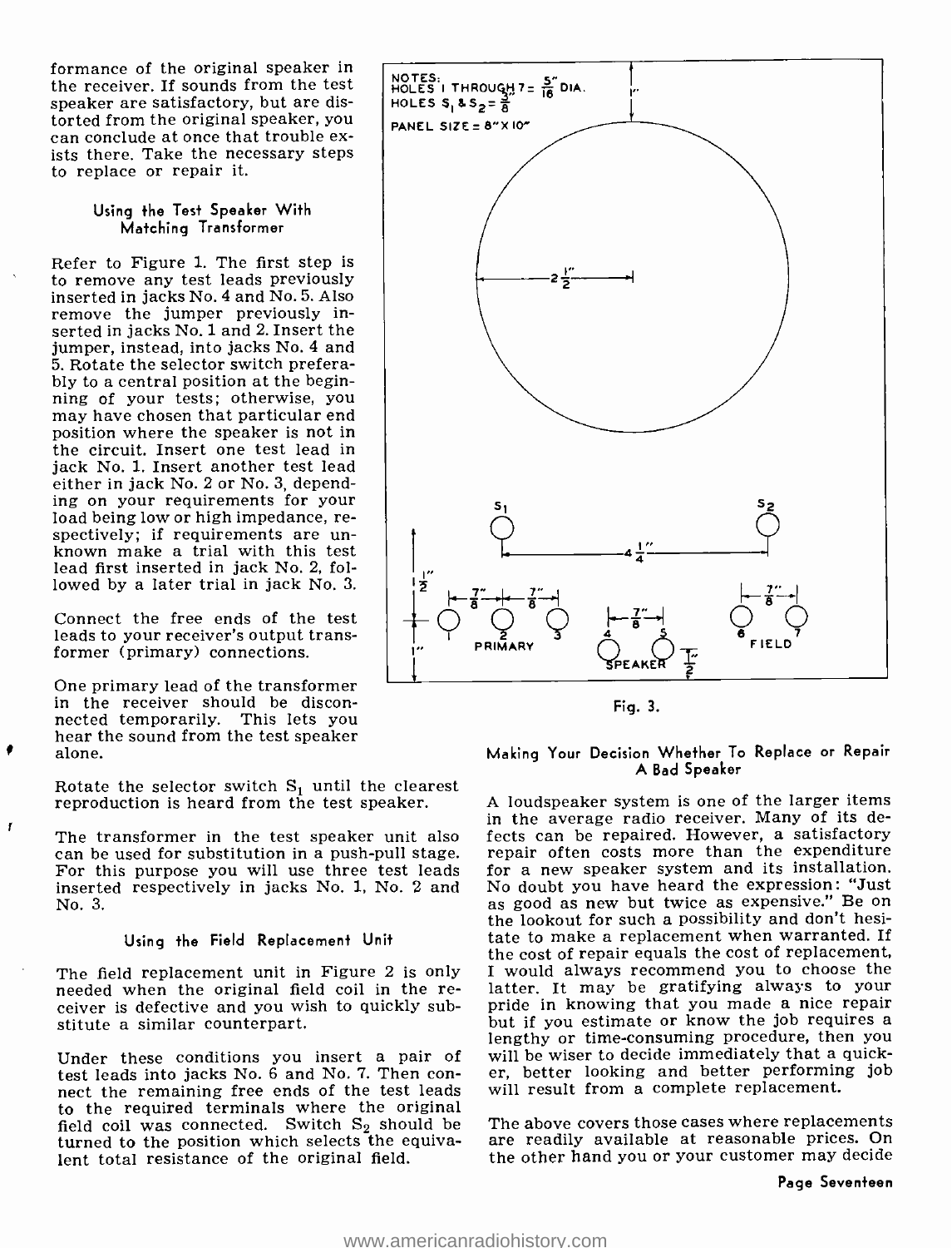formance of the original speaker in the receiver. If sounds from the test speaker are satisfactory, but are distorted from the original speaker, you can conclude at once that trouble exists there. Take the necessary steps to replace or repair it.

### Using the Test Speaker With Matching Transformer

Refer to Figure 1. The first step is to remove any test leads previously inserted in jacks No. 4 and No. 5. Also remove the jumper previously inserted in jacks No. 1 and 2. Insert the jumper, instead, into jacks No. 4 and 5. Rotate the selector switch preferably to a central position at the beginning of your tests; otherwise, you may have chosen that particular end position where the speaker is not in the circuit. Insert one test lead in jack No. 1. Insert another test lead either in jack No. 2 or No. 3, depending on your requirements for your load being low or high impedance, respectively; if requirements are unknown make a trial with this test lead first inserted in jack No. 2, followed by a later trial in jack No. 3.

Connect the free ends of the test leads to your receiver's output transformer (primary) connections.

One primary lead of the transformer in the receiver should be disconnected temporarily. This lets you hear the sound from the test speaker alone.

Rotate the selector switch $S_1$ until the clearest reproduction is heard from the test speaker.

The transformer in the test speaker unit also can be used for substitution in a push-pull stage. For this purpose you will use three test leads inserted respectively in jacks No. 1, No. 2 and No. 3.

### Using the Field Replacement Unit

The field replacement unit in Figure 2 is only needed when the original field coil in the receiver is defective and you wish to quickly substitute a similar counterpart.

Under these conditions you insert a pair of test leads into jacks No. 6 and No. 7. Then connect the remaining free ends of the test leads to the required terminals where the original field coil was connected. Switch $S_2$ should be turned to the position which selects the equivalent total resistance of the original field.

NOTES:
HOLES 1 THROUGH 7 = $\frac{5}{16}$" DIA.
HOLES $S_1$ & $S_2$ = $\frac{3}{8}$"
PANEL SIZE = 8" X 10"

Fig. 3.

### Making Your Decision Whether To Replace or Repair A Bad Speaker

A loudspeaker system is one of the larger items in the average radio receiver. Many of its defects can be repaired. However, a satisfactory repair often costs more than the expenditure for a new speaker system and its installation. No doubt you have heard the expression: "Just as good as new but twice as expensive." Be on the lookout for such a possibility and don't hesitate to make a replacement when warranted. If the cost of repair equals the cost of replacement, I would always recommend you to choose the latter. It may be gratifying always to your pride in knowing that you made a nice repair but if you estimate or know the job requires a lengthy or time-consuming procedure, then you will be wiser to decide immediately that a quicker, better looking and better performing job will result from a complete replacement.

The above covers those cases where replacements are readily available at reasonable prices. On the other hand you or your customer may decide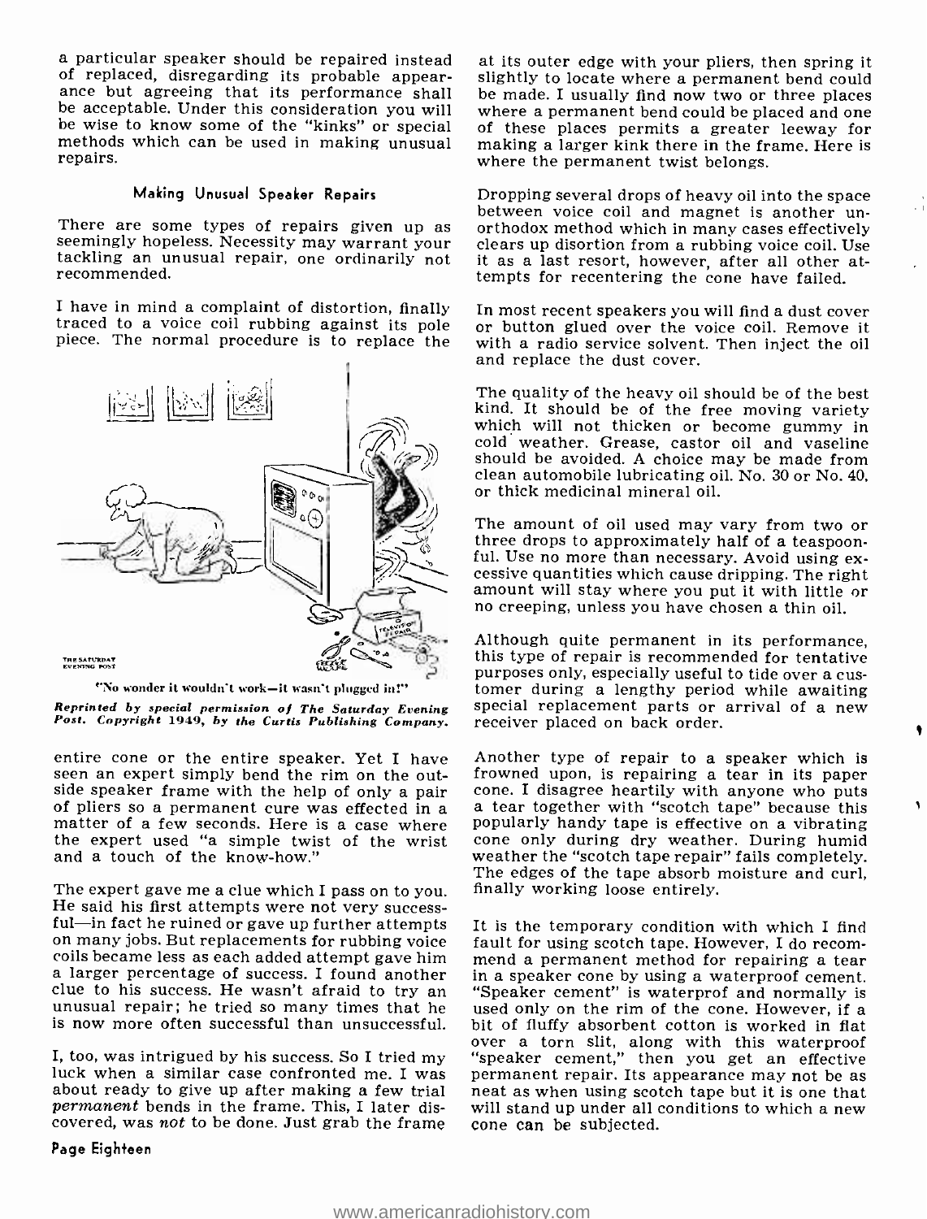a particular speaker should be repaired instead of replaced, disregarding its probable appearance but agreeing that its performance shall be acceptable. Under this consideration you will be wise to know some of the "kinks" or special methods which can be used in making unusual repairs.

#### Making Unusual Speaker Repairs

There are some types of repairs given up as seemingly hopeless. Necessity may warrant your tackling an unusual repair, one ordinarily not recommended.

I have in mind a complaint of distortion, finally traced to a voice coil rubbing against its pole piece. The normal procedure is to replace the entire cone or the entire speaker. Yet I have seen an expert simply bend the rim on the outside speaker frame with the help of only a pair of pliers so a permanent cure was effected in a matter of a few seconds. Here is a case where the expert used "a simple twist of the wrist and a touch of the know-how."

"No wonder it wouldn't work—it wasn't plugged in!"

*Reprinted by special permission of The Saturday Evening Post. Copyright 1949, by the Curtis Publishing Company.*

The expert gave me a clue which I pass on to you. He said his first attempts were not very successful—in fact he ruined or gave up further attempts on many jobs. But replacements for rubbing voice coils became less as each added attempt gave him a larger percentage of success. I found another clue to his success. He wasn't afraid to try an unusual repair; he tried so many times that he is now more often successful than unsuccessful.

I, too, was intrigued by his success. So I tried my luck when a similar case confronted me. I was about ready to give up after making a few trial *permanent* bends in the frame. This, I later discovered, was *not* to be done. Just grab the frame at its outer edge with your pliers, then spring it slightly to locate where a permanent bend could be made. I usually find now two or three places where a permanent bend could be placed and one of these places permits a greater leeway for making a larger kink there in the frame. Here is where the permanent twist belongs.

Dropping several drops of heavy oil into the space between voice coil and magnet is another unorthodox method which in many cases effectively clears up disortion from a rubbing voice coil. Use it as a last resort, however, after all other attempts for recentering the cone have failed.

In most recent speakers you will find a dust cover or button glued over the voice coil. Remove it with a radio service solvent. Then inject the oil and replace the dust cover.

The quality of the heavy oil should be of the best kind. It should be of the free moving variety which will not thicken or become gummy in cold weather. Grease, castor oil and vaseline should be avoided. A choice may be made from clean automobile lubricating oil. No. 30 or No. 40, or thick medicinal mineral oil.

The amount of oil used may vary from two or three drops to approximately half of a teaspoonful. Use no more than necessary. Avoid using excessive quantities which cause dripping. The right amount will stay where you put it with little or no creeping, unless you have chosen a thin oil.

Although quite permanent in its performance, this type of repair is recommended for tentative purposes only, especially useful to tide over a customer during a lengthy period while awaiting special replacement parts or arrival of a new receiver placed on back order.

Another type of repair to a speaker which is frowned upon, is repairing a tear in its paper cone. I disagree heartily with anyone who puts a tear together with "scotch tape" because this popularly handy tape is effective on a vibrating cone only during dry weather. During humid weather the "scotch tape repair" fails completely. The edges of the tape absorb moisture and curl, finally working loose entirely.

It is the temporary condition with which I find fault for using scotch tape. However, I do recommend a permanent method for repairing a tear in a speaker cone by using a waterproof cement. "Speaker cement" is waterprof and normally is used only on the rim of the cone. However, if a bit of fluffy absorbent cotton is worked in flat over a torn slit, along with this waterproof "speaker cement," then you get an effective permanent repair. Its appearance may not be as neat as when using scotch tape but it is one that will stand up under all conditions to which a new cone can be subjected.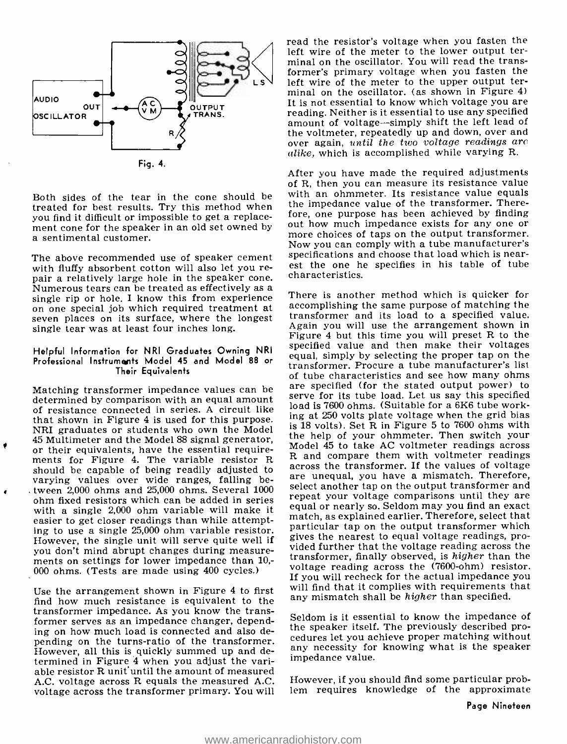Fig. 4.

Both sides of the tear in the cone should be treated for best results. Try this method when you find it difficult or impossible to get a replacement cone for the speaker in an old set owned by a sentimental customer.

The above recommended use of speaker cement with fluffy absorbent cotton will also let you repair a relatively large hole in the speaker cone. Numerous tears can be treated as effectively as a single rip or hole. I know this from experience on one special job which required treatment at seven places on its surface, where the longest single tear was at least four inches long.

### Helpful Information for NRI Graduates Owning NRI Professional Instruments Model 45 and Model 88 or Their Equivalents

Matching transformer impedance values can be determined by comparison with an equal amount of resistance connected in series. A circuit like that shown in Figure 4 is used for this purpose. NRI graduates or students who own the Model 45 Multimeter and the Model 88 signal generator, or their equivalents, have the essential requirements for Figure 4. The variable resistor R should be capable of being readily adjusted to varying values over wide ranges, falling between 2,000 ohms and 25,000 ohms. Several 1000 ohm fixed resistors which can be added in series with a single 2,000 ohm variable will make it easier to get closer readings than while attempting to use a single 25,000 ohm variable resistor. However, the single unit will serve quite well if you don't mind abrupt changes during measurements on settings for lower impedance than 10,000 ohms. (Tests are made using 400 cycles.)

Use the arrangement shown in Figure 4 to first find how much resistance is equivalent to the transformer impedance. As you know the transformer serves as an impedance changer, depending on how much load is connected and also depending on the turns-ratio of the transformer. However, all this is quickly summed up and determined in Figure 4 when you adjust the variable resistor R unit until the amount of measured A.C. voltage across R equals the measured A.C. voltage across the transformer primary. You will read the resistor's voltage when you fasten the left wire of the meter to the lower output terminal on the oscillator. You will read the transformer's primary voltage when you fasten the left wire of the meter to the upper output terminal on the oscillator. (as shown in Figure 4) It is not essential to know which voltage you are reading. Neither is it essential to use any specified amount of voltage—simply shift the left lead of the voltmeter, repeatedly up and down, over and over again, *until the two voltage readings are alike*, which is accomplished while varying R.

After you have made the required adjustments of R, then you can measure its resistance value with an ohmmeter. Its resistance value equals the impedance value of the transformer. Therefore, one purpose has been achieved by finding out how much impedance exists for any one or more choices of taps on the output transformer. Now you can comply with a tube manufacturer's specifications and choose that load which is nearest the one he specifies in his table of tube characteristics.

There is another method which is quicker for accomplishing the same purpose of matching the transformer and its load to a specified value. Again you will use the arrangement shown in Figure 4 but this time you will preset R to the specified value and then make their voltages equal, simply by selecting the proper tap on the transformer. Procure a tube manufacturer's list of tube characteristics and see how many ohms are specified (for the stated output power) to serve for its tube load. Let us say this specified load is 7600 ohms. (Suitable for a 6K6 tube working at 250 volts plate voltage when the grid bias is 18 volts). Set R in Figure 5 to 7600 ohms with the help of your ohmmeter. Then switch your Model 45 to take AC voltmeter readings across R and compare them with voltmeter readings across the transformer. If the values of voltage are unequal, you have a mismatch. Therefore, select another tap on the output transformer and repeat your voltage comparisons until they are equal or nearly so. Seldom may you find an exact match, as explained earlier. Therefore, select that particular tap on the output transformer which gives the nearest to equal voltage readings, provided further that the voltage reading across the transformer, finally observed, is *higher* than the voltage reading across the (7600-ohm) resistor. If you will recheck for the actual impedance you will find that it complies with requirements that any mismatch shall be *higher* than specified.

Seldom is it essential to know the impedance of the speaker itself. The previously described procedures let you achieve proper matching without any necessity for knowing what is the speaker impedance value.

However, if you should find some particular problem requires knowledge of the approximate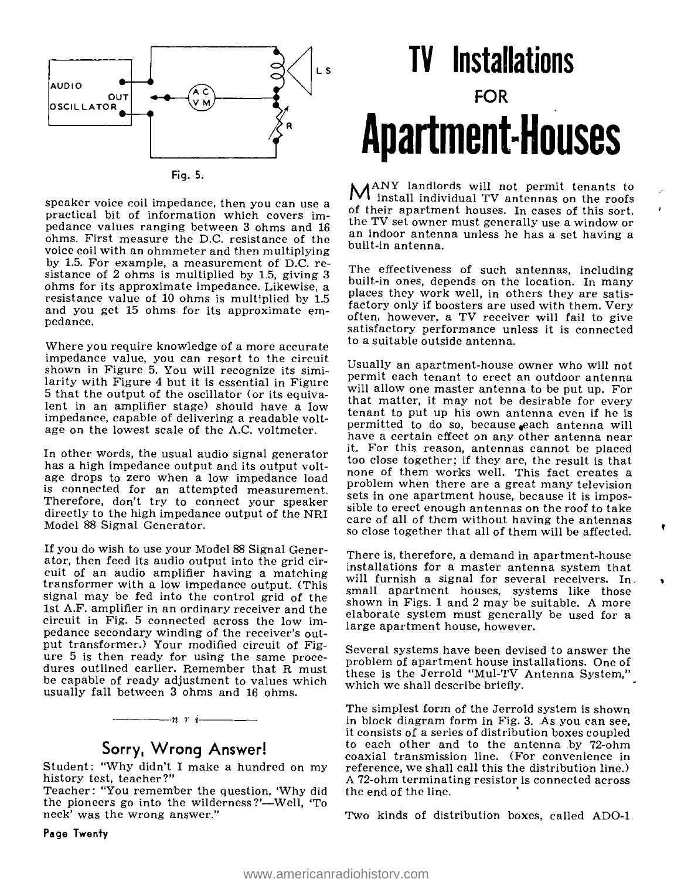Fig. 5.

speaker voice coil impedance, then you can use a practical bit of information which covers impedance values ranging between 3 ohms and 16 ohms. First measure the D.C. resistance of the voice coil with an ohmmeter and then multiplying by 1.5. For example, a measurement of D.C. resistance of 2 ohms is multiplied by 1.5, giving 3 ohms for its approximate impedance. Likewise, a resistance value of 10 ohms is multiplied by 1.5 and you get 15 ohms for its approximate empedance.

Where you require knowledge of a more accurate impedance value, you can resort to the circuit shown in Figure 5. You will recognize its similarity with Figure 4 but it is essential in Figure 5 that the output of the oscillator (or its equivalent in an amplifier stage) should have a low impedance, capable of delivering a readable voltage on the lowest scale of the A.C. voltmeter.

In other words, the usual audio signal generator has a high impedance output and its output voltage drops to zero when a low impedance load is connected for an attempted measurement. Therefore, don't try to connect your speaker directly to the high impedance output of the NRI Model 88 Signal Generator.

If you do wish to use your Model 88 Signal Generator, then feed its audio output into the grid circuit of an audio amplifier having a matching transformer with a low impedance output. (This signal may be fed into the control grid of the 1st A.F. amplifier in an ordinary receiver and the circuit in Fig. 5 connected across the low impedance secondary winding of the receiver's output transformer.) Your modified circuit of Figure 5 is then ready for using the same procedures outlined earlier. Remember that R must be capable of ready adjustment to values which usually fall between 3 ohms and 16 ohms.

———n r i———

## Sorry, Wrong Answer!

Student: "Why didn't I make a hundred on my history test, teacher?"

Teacher: "You remember the question, 'Why did the pioneers go into the wilderness?'—Well, 'To neck' was the wrong answer."

# TV Installations FOR Apartment-Houses

Many landlords will not permit tenants to install individual TV antennas on the roofs of their apartment houses. In cases of this sort, the TV set owner must generally use a window or an indoor antenna unless he has a set having a built-in antenna.

The effectiveness of such antennas, including built-in ones, depends on the location. In many places they work well, in others they are satisfactory only if boosters are used with them. Very often, however, a TV receiver will fail to give satisfactory performance unless it is connected to a suitable outside antenna.

Usually an apartment-house owner who will not permit each tenant to erect an outdoor antenna will allow one master antenna to be put up. For that matter, it may not be desirable for every tenant to put up his own antenna even if he is permitted to do so, because each antenna will have a certain effect on any other antenna near it. For this reason, antennas cannot be placed too close together; if they are, the result is that none of them works well. This fact creates a problem when there are a great many television sets in one apartment house, because it is impossible to erect enough antennas on the roof to take care of all of them without having the antennas so close together that all of them will be affected.

There is, therefore, a demand in apartment-house installations for a master antenna system that will furnish a signal for several receivers. In small apartment houses, systems like those shown in Figs. 1 and 2 may be suitable. A more elaborate system must generally be used for a large apartment house, however.

Several systems have been devised to answer the problem of apartment house installations. One of these is the Jerrold "Mul-TV Antenna System," which we shall describe briefly.

The simplest form of the Jerrold system is shown in block diagram form in Fig. 3. As you can see, it consists of a series of distribution boxes coupled to each other and to the antenna by 72-ohm coaxial transmission line. (For convenience in reference, we shall call this the distribution line.) A 72-ohm terminating resistor is connected across the end of the line.

Two kinds of distribution boxes, called ADO-1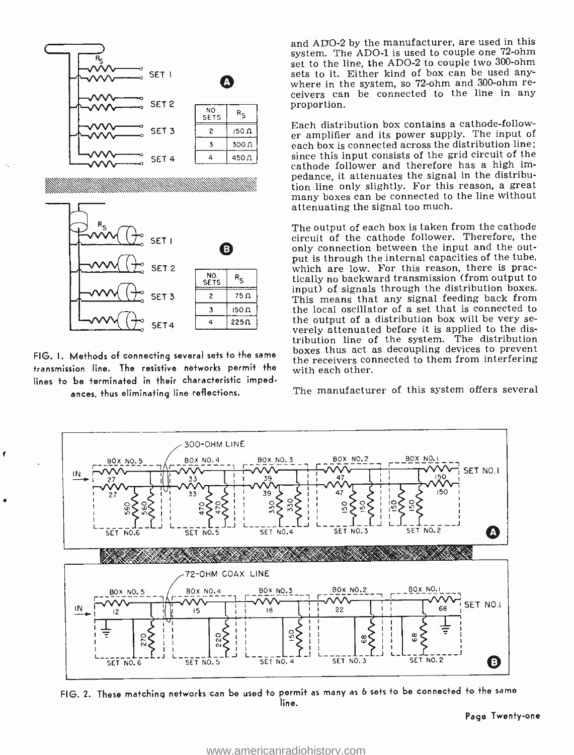| NO SETS | $R_S$ |
|---|---|
| 2 | 150 Ω |
| 3 | 300 Ω |
| 4 | 450 Ω |

| NO. SETS | $R_S$ |
|---|---|
| 2 | 75 Ω |
| 3 | 150 Ω |
| 4 | 225 Ω |

FIG. 1. Methods of connecting several sets to the same transmission line. The resistive networks permit the lines to be terminated in their characteristic impedances, thus eliminating line reflections.

and ADO-2 by the manufacturer, are used in this system. The ADO-1 is used to couple one 72-ohm set to the line, the ADO-2 to couple two 300-ohm sets to it. Either kind of box can be used anywhere in the system, so 72-ohm and 300-ohm receivers can be connected to the line in any proportion.

Each distribution box contains a cathode-follower amplifier and its power supply. The input of each box is connected across the distribution line; since this input consists of the grid circuit of the cathode follower and therefore has a high impedance, it attenuates the signal in the distribution line only slightly. For this reason, a great many boxes can be connected to the line without attenuating the signal too much.

The output of each box is taken from the cathode circuit of the cathode follower. Therefore, the only connection between the input and the output is through the internal capacities of the tube, which are low. For this reason, there is practically no backward transmission (from output to input) of signals through the distribution boxes. This means that any signal feeding back from the local oscillator of a set that is connected to the output of a distribution box will be very severely attenuated before it is applied to the distribution line of the system. The distribution boxes thus act as decoupling devices to prevent the receivers connected to them from interfering with each other.

The manufacturer of this system offers several

FIG. 2. These matching networks can be used to permit as many as 6 sets to be connected to the same line.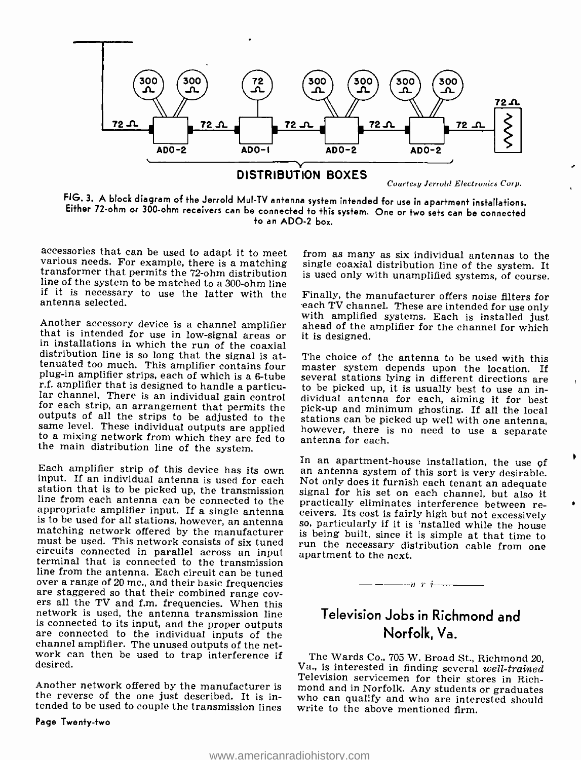DISTRIBUTION BOXES

*Courtesy Jerrold Electronics Corp.*

**FIG. 3. A block diagram of the Jerrold Mul-TV antenna system intended for use in apartment installations. Either 72-ohm or 300-ohm receivers can be connected to this system. One or two sets can be connected to an ADO-2 box.**

accessories that can be used to adapt it to meet various needs. For example, there is a matching transformer that permits the 72-ohm distribution line of the system to be matched to a 300-ohm line if it is necessary to use the latter with the antenna selected.

Another accessory device is a channel amplifier that is intended for use in low-signal areas or in installations in which the run of the coaxial distribution line is so long that the signal is attenuated too much. This amplifier contains four plug-in amplifier strips, each of which is a 6-tube r.f. amplifier that is designed to handle a particular channel. There is an individual gain control for each strip, an arrangement that permits the outputs of all the strips to be adjusted to the same level. These individual outputs are applied to a mixing network from which they are fed to the main distribution line of the system.

Each amplifier strip of this device has its own input. If an individual antenna is used for each station that is to be picked up, the transmission line from each antenna can be connected to the appropriate amplifier input. If a single antenna is to be used for all stations, however, an antenna matching network offered by the manufacturer must be used. This network consists of six tuned circuits connected in parallel across an input terminal that is connected to the transmission line from the antenna. Each circuit can be tuned over a range of 20 mc., and their basic frequencies are staggered so that their combined range covers all the TV and f.m. frequencies. When this network is used, the antenna transmission line is connected to its input, and the proper outputs are connected to the individual inputs of the channel amplifier. The unused outputs of the network can then be used to trap interference if desired.

Another network offered by the manufacturer is the reverse of the one just described. It is intended to be used to couple the transmission lines from as many as six individual antennas to the single coaxial distribution line of the system. It is used only with unamplified systems, of course.

Finally, the manufacturer offers noise filters for each TV channel. These are intended for use only with amplified systems. Each is installed just ahead of the amplifier for the channel for which it is designed.

The choice of the antenna to be used with this master system depends upon the location. If several stations lying in different directions are to be picked up, it is usually best to use an individual antenna for each, aiming it for best pick-up and minimum ghosting. If all the local stations can be picked up well with one antenna, however, there is no need to use a separate antenna for each.

In an apartment-house installation, the use of an antenna system of this sort is very desirable. Not only does it furnish each tenant an adequate signal for his set on each channel, but also it practically eliminates interference between receivers. Its cost is fairly high but not excessively so, particularly if it is installed while the house is being built, since it is simple at that time to run the necessary distribution cable from one apartment to the next.

## Television Jobs in Richmond and Norfolk, Va.

The Wards Co., 705 W. Broad St., Richmond 20, Va., is interested in finding several *well-trained* Television servicemen for their stores in Richmond and in Norfolk. Any students or graduates who can qualify and who are interested should write to the above mentioned firm.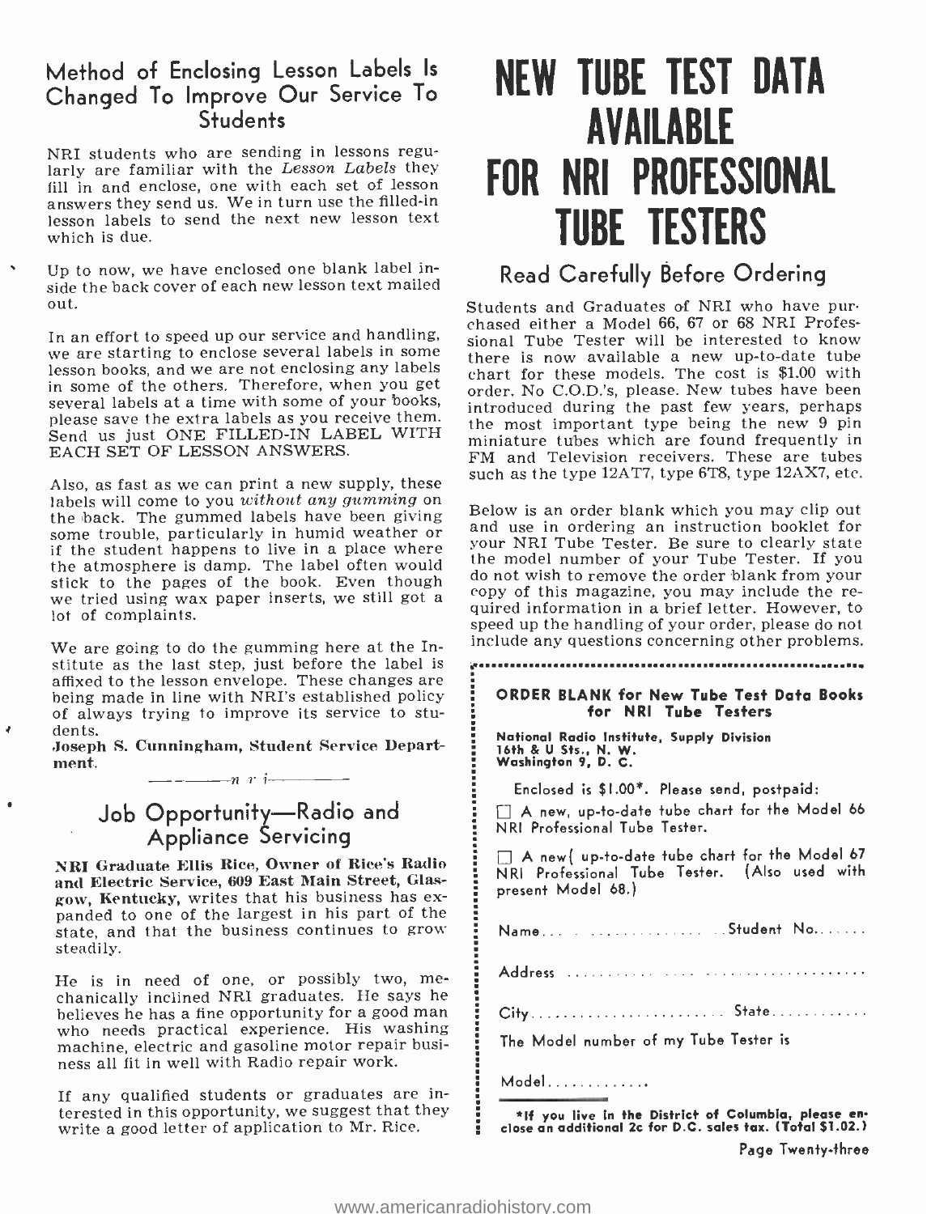## Method of Enclosing Lesson Labels Is Changed To Improve Our Service To Students

NRI students who are sending in lessons regularly are familiar with the *Lesson Labels* they fill in and enclose, one with each set of lesson answers they send us. We in turn use the filled-in lesson labels to send the next new lesson text which is due.

Up to now, we have enclosed one blank label inside the back cover of each new lesson text mailed out.

In an effort to speed up our service and handling, we are starting to enclose several labels in some lesson books, and we are not enclosing any labels in some of the others. Therefore, when you get several labels at a time with some of your books, please save the extra labels as you receive them. Send us just ONE FILLED-IN LABEL WITH EACH SET OF LESSON ANSWERS.

Also, as fast as we can print a new supply, these labels will come to you *without any gumming* on the back. The gummed labels have been giving some trouble, particularly in humid weather or if the student happens to live in a place where the atmosphere is damp. The label often would stick to the pages of the book. Even though we tried using wax paper inserts, we still got a lot of complaints.

We are going to do the gumming here at the Institute as the last step, just before the label is affixed to the lesson envelope. These changes are being made in line with NRI's established policy of always trying to improve its service to students.

**Joseph S. Cunningham, Student Service Department.**

*n r i*

## Job Opportunity—Radio and Appliance Servicing

**NRI Graduate Ellis Rice, Owner of Rice's Radio and Electric Service, 609 East Main Street, Glasgow, Kentucky,** writes that his business has expanded to one of the largest in his part of the state, and that the business continues to grow steadily.

He is in need of one, or possibly two, mechanically inclined NRI graduates. He says he believes he has a fine opportunity for a good man who needs practical experience. His washing machine, electric and gasoline motor repair business all fit in well with Radio repair work.

If any qualified students or graduates are interested in this opportunity, we suggest that they write a good letter of application to Mr. Rice.

# NEW TUBE TEST DATA AVAILABLE FOR NRI PROFESSIONAL TUBE TESTERS

## Read Carefully Before Ordering

Students and Graduates of NRI who have purchased either a Model 66, 67 or 68 NRI Professional Tube Tester will be interested to know there is now available a new up-to-date tube chart for these models. The cost is $1.00 with order. No C.O.D.'s, please. New tubes have been introduced during the past few years, perhaps the most important type being the new 9 pin miniature tubes which are found frequently in FM and Television receivers. These are tubes such as the type 12AT7, type 6T8, type 12AX7, etc.

Below is an order blank which you may clip out and use in ordering an instruction booklet for your NRI Tube Tester. Be sure to clearly state the model number of your Tube Tester. If you do not wish to remove the order blank from your copy of this magazine, you may include the required information in a brief letter. However, to speed up the handling of your order, please do not include any questions concerning other problems.

**ORDER BLANK for New Tube Test Data Books for NRI Tube Testers**

**National Radio Institute, Supply Division**
**16th & U Sts., N. W.**
**Washington 9, D. C.**

Enclosed is $1.00*. Please send, postpaid:

☐ A new, up-to-date tube chart for the Model 66 NRI Professional Tube Tester.

☐ A new, up-to-date tube chart for the Model 67 NRI Professional Tube Tester. (Also used with present Model 68.)

Name.................................Student No.......

Address ..................................................

City...........................State............

The Model number of my Tube Tester is

Model............

**\*If you live in the District of Columbia, please enclose an additional 2c for D.C. sales tax. (Total $1.02.)**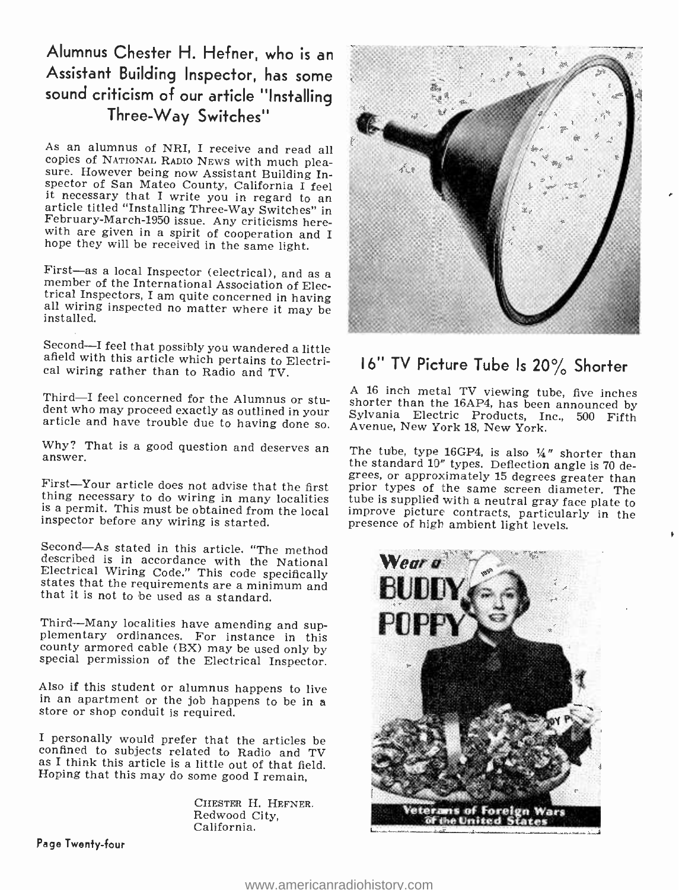## Alumnus Chester H. Hefner, who is an Assistant Building Inspector, has some sound criticism of our article "Installing Three-Way Switches"

As an alumnus of NRI, I receive and read all copies of NATIONAL RADIO NEWS with much pleasure. However being now Assistant Building Inspector of San Mateo County, California I feel it necessary that I write you in regard to an article titled "Installing Three-Way Switches" in February-March-1950 issue. Any criticisms herewith are given in a spirit of cooperation and I hope they will be received in the same light.

First—as a local Inspector (electrical), and as a member of the International Association of Electrical Inspectors, I am quite concerned in having all wiring inspected no matter where it may be installed.

Second—I feel that possibly you wandered a little afield with this article which pertains to Electrical wiring rather than to Radio and TV.

Third—I feel concerned for the Alumnus or student who may proceed exactly as outlined in your article and have trouble due to having done so.

Why? That is a good question and deserves an answer.

First—Your article does not advise that the first thing necessary to do wiring in many localities is a permit. This must be obtained from the local inspector before any wiring is started.

Second—As stated in this article. "The method described is in accordance with the National Electrical Wiring Code." This code specifically states that the requirements are a minimum and that it is not to be used as a standard.

Third—Many localities have amending and supplementary ordinances. For instance in this county armored cable (BX) may be used only by special permission of the Electrical Inspector.

Also if this student or alumnus happens to live in an apartment or the job happens to be in a store or shop conduit is required.

I personally would prefer that the articles be confined to subjects related to Radio and TV as I think this article is a little out of that field. Hoping that this may do some good I remain,

CHESTER H. HEFNER.
Redwood City,
California.

## 16" TV Picture Tube Is 20% Shorter

A 16 inch metal TV viewing tube, five inches shorter than the 16AP4, has been announced by Sylvania Electric Products, Inc., 500 Fifth Avenue, New York 18, New York.

The tube, type 16GP4, is also ¼" shorter than the standard 10" types. Deflection angle is 70 degrees, or approximately 15 degrees greater than prior types of the same screen diameter. The tube is supplied with a neutral gray face plate to improve picture contracts, particularly in the presence of high ambient light levels.

Wear a BUDDY POPPY

Veterans of Foreign Wars of the United States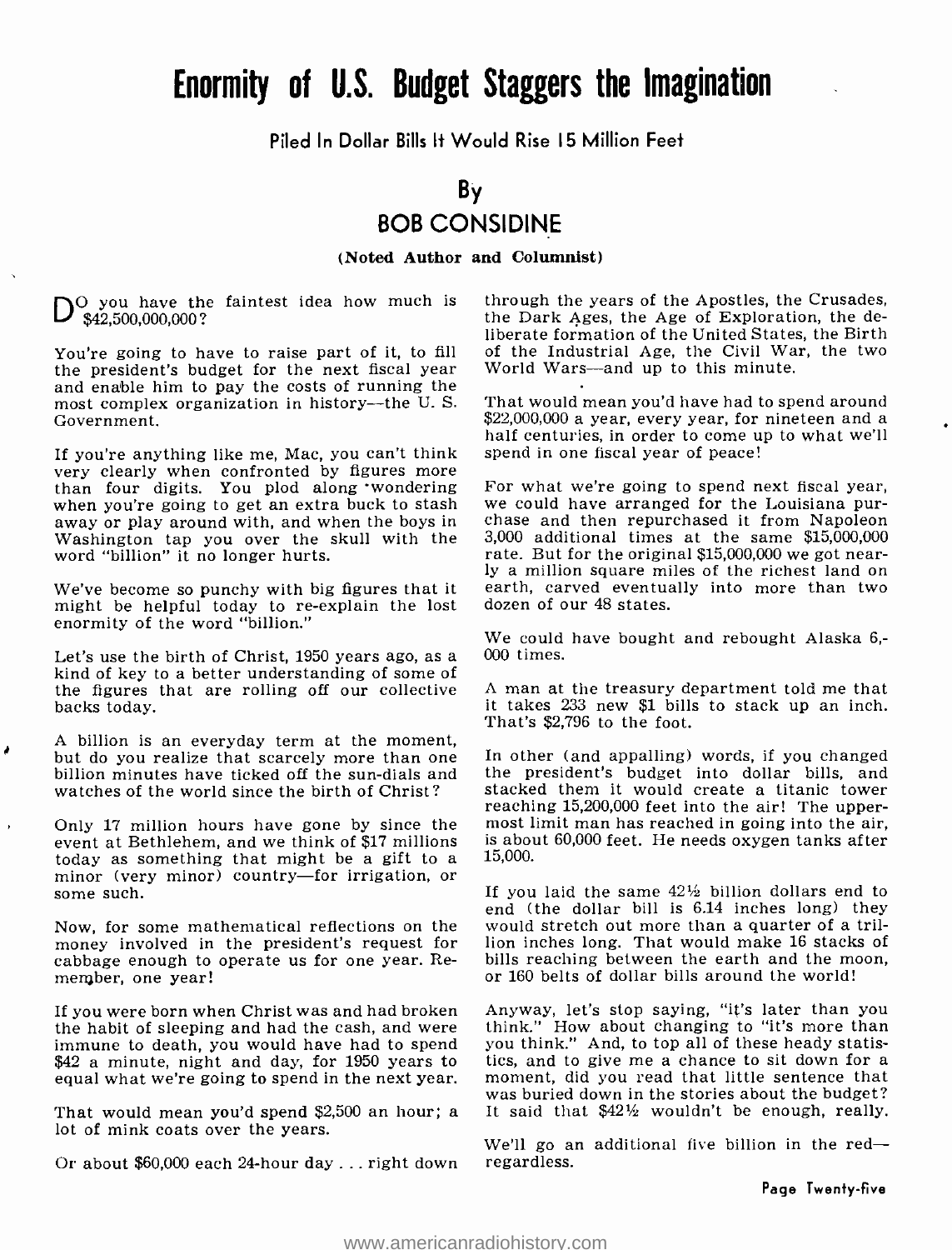# Enormity of U.S. Budget Staggers the Imagination

Piled In Dollar Bills It Would Rise 15 Million Feet

By
**BOB CONSIDINE**

**(Noted Author and Columnist)**

DO you have the faintest idea how much is $42,500,000,000?

You're going to have to raise part of it, to fill the president's budget for the next fiscal year and enable him to pay the costs of running the most complex organization in history—the U. S. Government.

If you're anything like me, Mac, you can't think very clearly when confronted by figures more than four digits. You plod along wondering when you're going to get an extra buck to stash away or play around with, and when the boys in Washington tap you over the skull with the word "billion" it no longer hurts.

We've become so punchy with big figures that it might be helpful today to re-explain the lost enormity of the word "billion."

Let's use the birth of Christ, 1950 years ago, as a kind of key to a better understanding of some of the figures that are rolling off our collective backs today.

A billion is an everyday term at the moment, but do you realize that scarcely more than one billion minutes have ticked off the sun-dials and watches of the world since the birth of Christ?

Only 17 million hours have gone by since the event at Bethlehem, and we think of $17 millions today as something that might be a gift to a minor (very minor) country—for irrigation, or some such.

Now, for some mathematical reflections on the money involved in the president's request for cabbage enough to operate us for one year. Remember, one year!

If you were born when Christ was and had broken the habit of sleeping and had the cash, and were immune to death, you would have had to spend $42 a minute, night and day, for 1950 years to equal what we're going to spend in the next year.

That would mean you'd spend $2,500 an hour; a lot of mink coats over the years.

Or about $60,000 each 24-hour day . . . right down through the years of the Apostles, the Crusades, the Dark Ages, the Age of Exploration, the deliberate formation of the United States, the Birth of the Industrial Age, the Civil War, the two World Wars—and up to this minute.

That would mean you'd have had to spend around $22,000,000 a year, every year, for nineteen and a half centuries, in order to come up to what we'll spend in one fiscal year of peace!

For what we're going to spend next fiscal year, we could have arranged for the Louisiana purchase and then repurchased it from Napoleon 3,000 additional times at the same $15,000,000 rate. But for the original $15,000,000 we got nearly a million square miles of the richest land on earth, carved eventually into more than two dozen of our 48 states.

We could have bought and rebought Alaska 6,000 times.

A man at the treasury department told me that it takes 233 new $1 bills to stack up an inch. That's $2,796 to the foot.

In other (and appalling) words, if you changed the president's budget into dollar bills, and stacked them it would create a titanic tower reaching 15,200,000 feet into the air! The uppermost limit man has reached in going into the air, is about 60,000 feet. He needs oxygen tanks after 15,000.

If you laid the same 42½ billion dollars end to end (the dollar bill is 6.14 inches long) they would stretch out more than a quarter of a trillion inches long. That would make 16 stacks of bills reaching between the earth and the moon, or 160 belts of dollar bills around the world!

Anyway, let's stop saying, "it's later than you think." How about changing to "it's more than you think." And, to top all of these heady statistics, and to give me a chance to sit down for a moment, did you read that little sentence that was buried down in the stories about the budget? It said that $42½ wouldn't be enough, really.

We'll go an additional five billion in the red—regardless.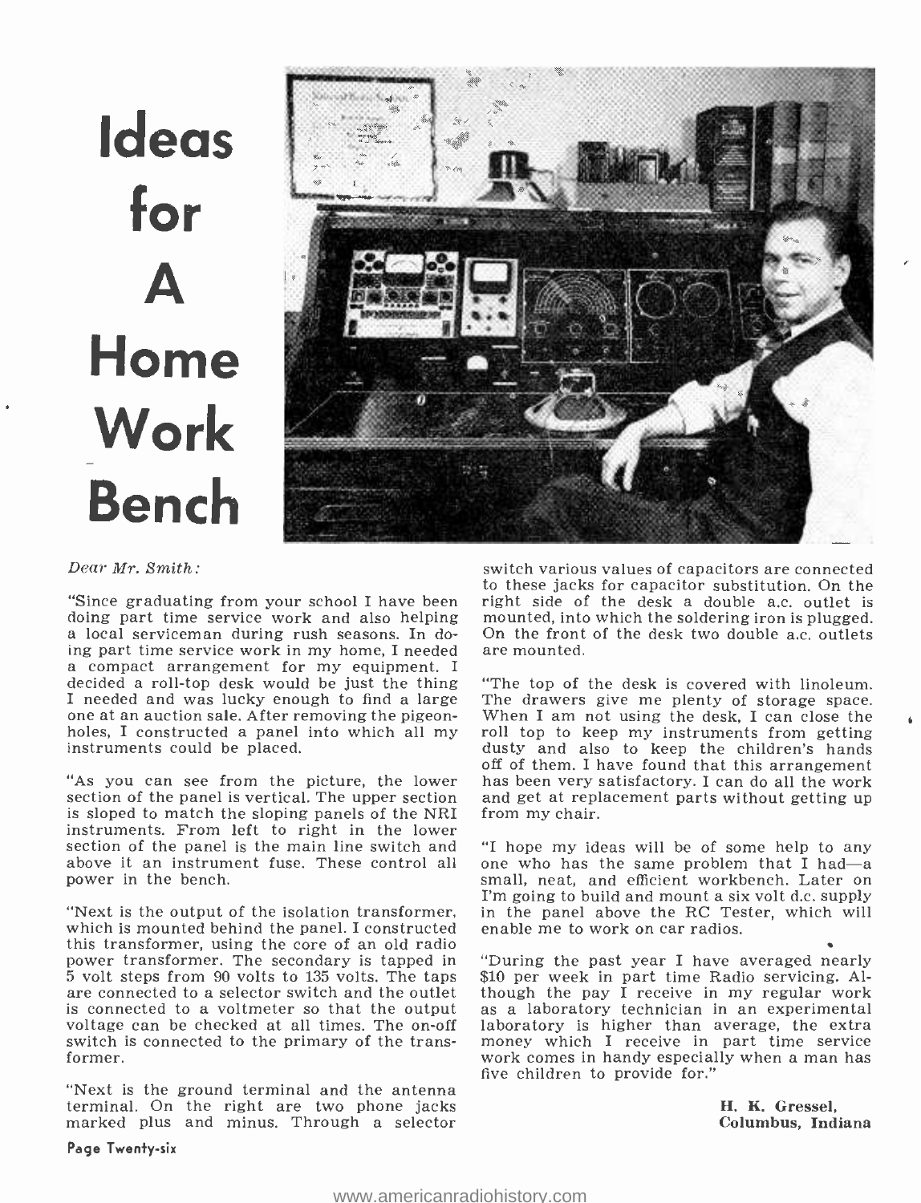# Ideas for A Home Work Bench

*Dear Mr. Smith:*

"Since graduating from your school I have been doing part time service work and also helping a local serviceman during rush seasons. In doing part time service work in my home, I needed a compact arrangement for my equipment. I decided a roll-top desk would be just the thing I needed and was lucky enough to find a large one at an auction sale. After removing the pigeonholes, I constructed a panel into which all my instruments could be placed.

"As you can see from the picture, the lower section of the panel is vertical. The upper section is sloped to match the sloping panels of the NRI instruments. From left to right in the lower section of the panel is the main line switch and above it an instrument fuse. These control all power in the bench.

"Next is the output of the isolation transformer, which is mounted behind the panel. I constructed this transformer, using the core of an old radio power transformer. The secondary is tapped in 5 volt steps from 90 volts to 135 volts. The taps are connected to a selector switch and the outlet is connected to a voltmeter so that the output voltage can be checked at all times. The on-off switch is connected to the primary of the transformer.

"Next is the ground terminal and the antenna terminal. On the right are two phone jacks marked plus and minus. Through a selector switch various values of capacitors are connected to these jacks for capacitor substitution. On the right side of the desk a double a.c. outlet is mounted, into which the soldering iron is plugged. On the front of the desk two double a.c. outlets are mounted.

"The top of the desk is covered with linoleum. The drawers give me plenty of storage space. When I am not using the desk, I can close the roll top to keep my instruments from getting dusty and also to keep the children's hands off of them. I have found that this arrangement has been very satisfactory. I can do all the work and get at replacement parts without getting up from my chair.

"I hope my ideas will be of some help to any one who has the same problem that I had—a small, neat, and efficient workbench. Later on I'm going to build and mount a six volt d.c. supply in the panel above the RC Tester, which will enable me to work on car radios.

"During the past year I have averaged nearly $10 per week in part time Radio servicing. Although the pay I receive in my regular work as a laboratory technician in an experimental laboratory is higher than average, the extra money which I receive in part time service work comes in handy especially when a man has five children to provide for."

**H. K. Gressel,**
**Columbus, Indiana**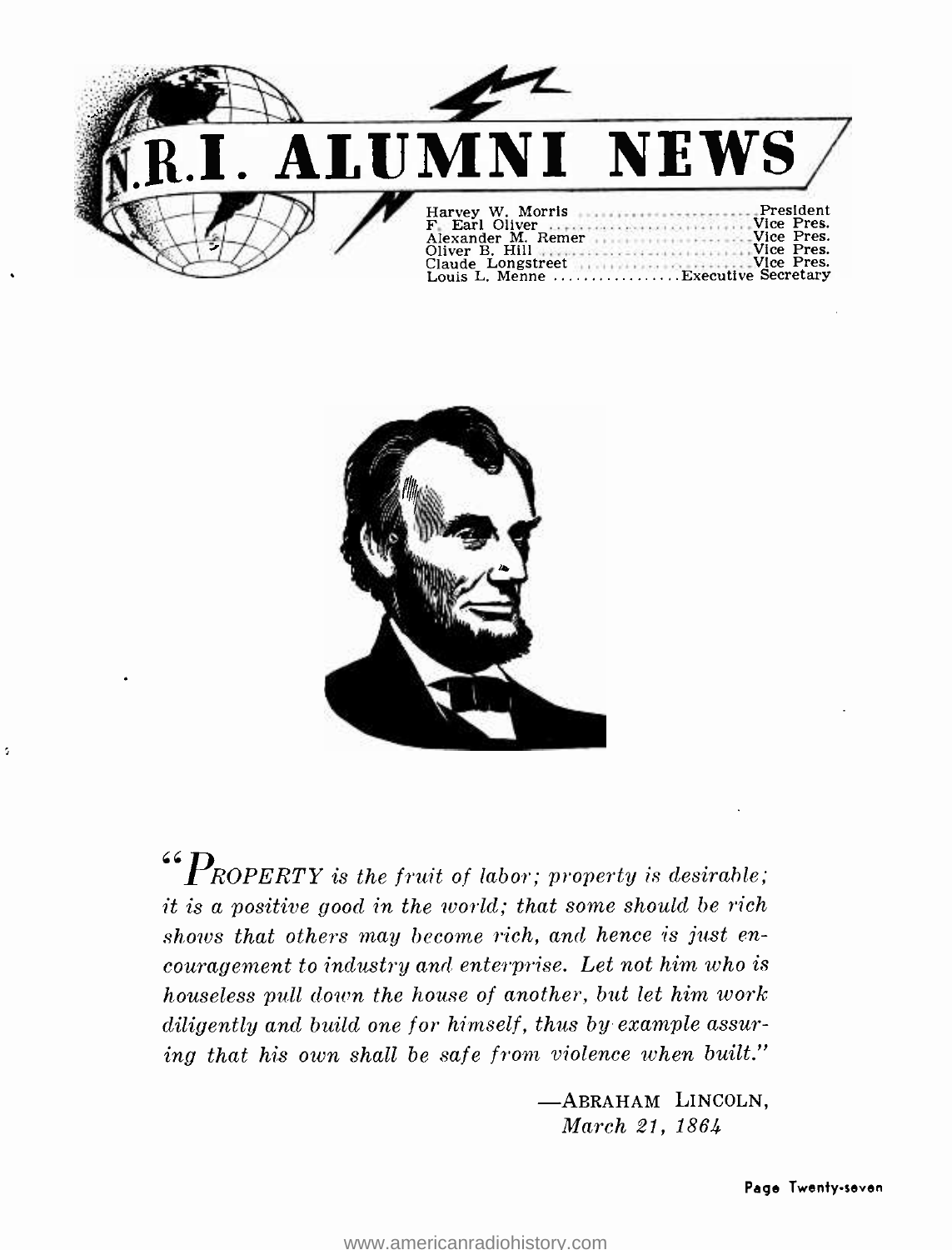# N.R.I. ALUMNI NEWS

Harvey W. Morris ........................ President
F. Earl Oliver ........................ Vice Pres.
Alexander M. Remer ........................ Vice Pres.
Oliver B. Hill ........................ Vice Pres.
Claude Longstreet ........................ Vice Pres.
Louis L. Menne ................ Executive Secretary

*"PROPERTY is the fruit of labor; property is desirable; it is a positive good in the world; that some should be rich shows that others may become rich, and hence is just encouragement to industry and enterprise. Let not him who is houseless pull down the house of another, but let him work diligently and build one for himself, thus by example assuring that his own shall be safe from violence when built."*

—ABRAHAM LINCOLN,
*March 21, 1864*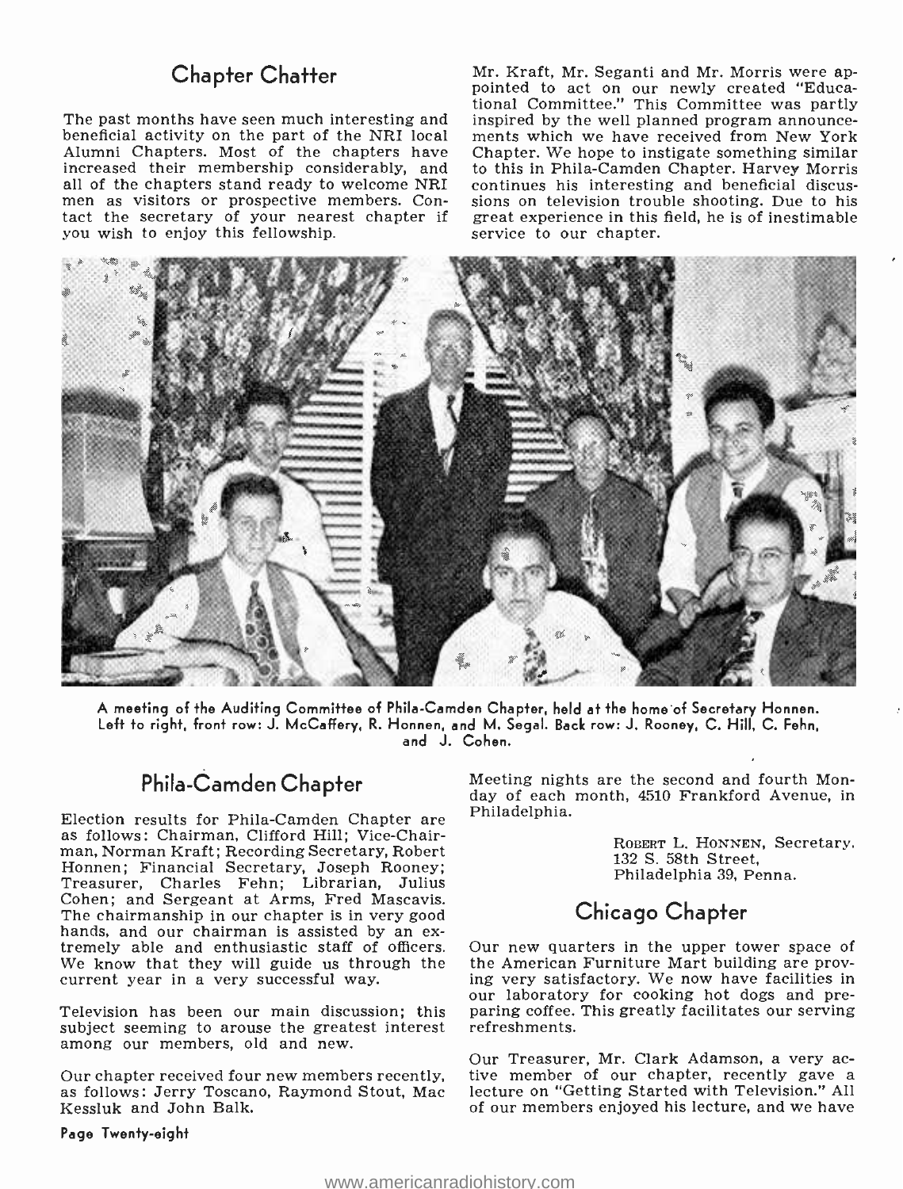## Chapter Chatter

The past months have seen much interesting and beneficial activity on the part of the NRI local Alumni Chapters. Most of the chapters have increased their membership considerably, and all of the chapters stand ready to welcome NRI men as visitors or prospective members. Contact the secretary of your nearest chapter if you wish to enjoy this fellowship.

Mr. Kraft, Mr. Seganti and Mr. Morris were appointed to act on our newly created "Educational Committee." This Committee was partly inspired by the well planned program announcements which we have received from New York Chapter. We hope to instigate something similar to this in Phila-Camden Chapter. Harvey Morris continues his interesting and beneficial discussions on television trouble shooting. Due to his great experience in this field, he is of inestimable service to our chapter.

A meeting of the Auditing Committee of Phila-Camden Chapter, held at the home of Secretary Honnen. Left to right, front row: J. McCaffery, R. Honnen, and M. Segal. Back row: J. Rooney, C. Hill, C. Fehn, and J. Cohen.

## Phila-Camden Chapter

Election results for Phila-Camden Chapter are as follows: Chairman, Clifford Hill; Vice-Chairman, Norman Kraft; Recording Secretary, Robert Honnen; Financial Secretary, Joseph Rooney; Treasurer, Charles Fehn; Librarian, Julius Cohen; and Sergeant at Arms, Fred Mascavis. The chairmanship in our chapter is in very good hands, and our chairman is assisted by an extremely able and enthusiastic staff of officers. We know that they will guide us through the current year in a very successful way.

Television has been our main discussion; this subject seeming to arouse the greatest interest among our members, old and new.

Our chapter received four new members recently, as follows: Jerry Toscano, Raymond Stout, Mac Kessluk and John Balk.

Meeting nights are the second and fourth Monday of each month, 4510 Frankford Avenue, in Philadelphia.

ROBERT L. HONNEN, Secretary,
132 S. 58th Street,
Philadelphia 39, Penna.

## Chicago Chapter

Our new quarters in the upper tower space of the American Furniture Mart building are proving very satisfactory. We now have facilities in our laboratory for cooking hot dogs and preparing coffee. This greatly facilitates our serving refreshments.

Our Treasurer, Mr. Clark Adamson, a very active member of our chapter, recently gave a lecture on "Getting Started with Television." All of our members enjoyed his lecture, and we have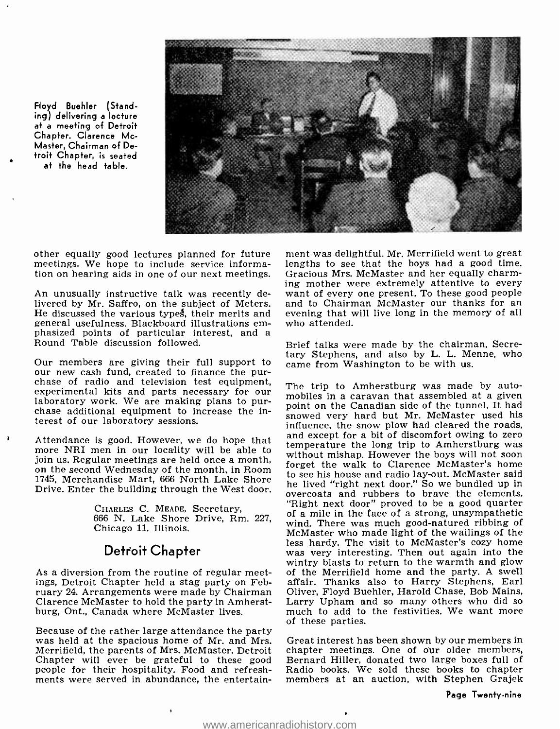Floyd Buehler (Standing) delivering a lecture at a meeting of Detroit Chapter. Clarence McMaster, Chairman of Detroit Chapter, is seated at the head table.

other equally good lectures planned for future meetings. We hope to include service information on hearing aids in one of our next meetings.

An unusually instructive talk was recently delivered by Mr. Saffro, on the subject of Meters. He discussed the various types, their merits and general usefulness. Blackboard illustrations emphasized points of particular interest, and a Round Table discussion followed.

Our members are giving their full support to our new cash fund, created to finance the purchase of radio and television test equipment, experimental kits and parts necessary for our laboratory work. We are making plans to purchase additional equipment to increase the interest of our laboratory sessions.

Attendance is good. However, we do hope that more NRI men in our locality will be able to join us. Regular meetings are held once a month, on the second Wednesday of the month, in Room 1745, Merchandise Mart, 666 North Lake Shore Drive. Enter the building through the West door.

CHARLES C. MEADE, Secretary,
666 N. Lake Shore Drive, Rm. 227,
Chicago 11, Illinois.

## Detroit Chapter

As a diversion from the routine of regular meetings, Detroit Chapter held a stag party on February 24. Arrangements were made by Chairman Clarence McMaster to hold the party in Amherstburg, Ont., Canada where McMaster lives.

Because of the rather large attendance the party was held at the spacious home of Mr. and Mrs. Merrifield, the parents of Mrs. McMaster. Detroit Chapter will ever be grateful to these good people for their hospitality. Food and refreshments were served in abundance, the entertainment was delightful. Mr. Merrifield went to great lengths to see that the boys had a good time. Gracious Mrs. McMaster and her equally charming mother were extremely attentive to every want of every one present. To these good people and to Chairman McMaster our thanks for an evening that will live long in the memory of all who attended.

Brief talks were made by the chairman, Secretary Stephens, and also by L. L. Menne, who came from Washington to be with us.

The trip to Amherstburg was made by automobiles in a caravan that assembled at a given point on the Canadian side of the tunnel. It had snowed very hard but Mr. McMaster used his influence, the snow plow had cleared the roads, and except for a bit of discomfort owing to zero temperature the long trip to Amherstburg was without mishap. However the boys will not soon forget the walk to Clarence McMaster's home to see his house and radio lay-out. McMaster said he lived "right next door." So we bundled up in overcoats and rubbers to brave the elements. "Right next door" proved to be a good quarter of a mile in the face of a strong, unsympathetic wind. There was much good-natured ribbing of McMaster who made light of the wailings of the less hardy. The visit to McMaster's cozy home was very interesting. Then out again into the wintry blasts to return to the warmth and glow of the Merrifield home and the party. A swell affair. Thanks also to Harry Stephens, Earl Oliver, Floyd Buehler, Harold Chase, Bob Mains, Larry Upham and so many others who did so much to add to the festivities. We want more of these parties.

Great interest has been shown by our members in chapter meetings. One of our older members, Bernard Hiller, donated two large boxes full of Radio books. We sold these books to chapter members at an auction, with Stephen Grajek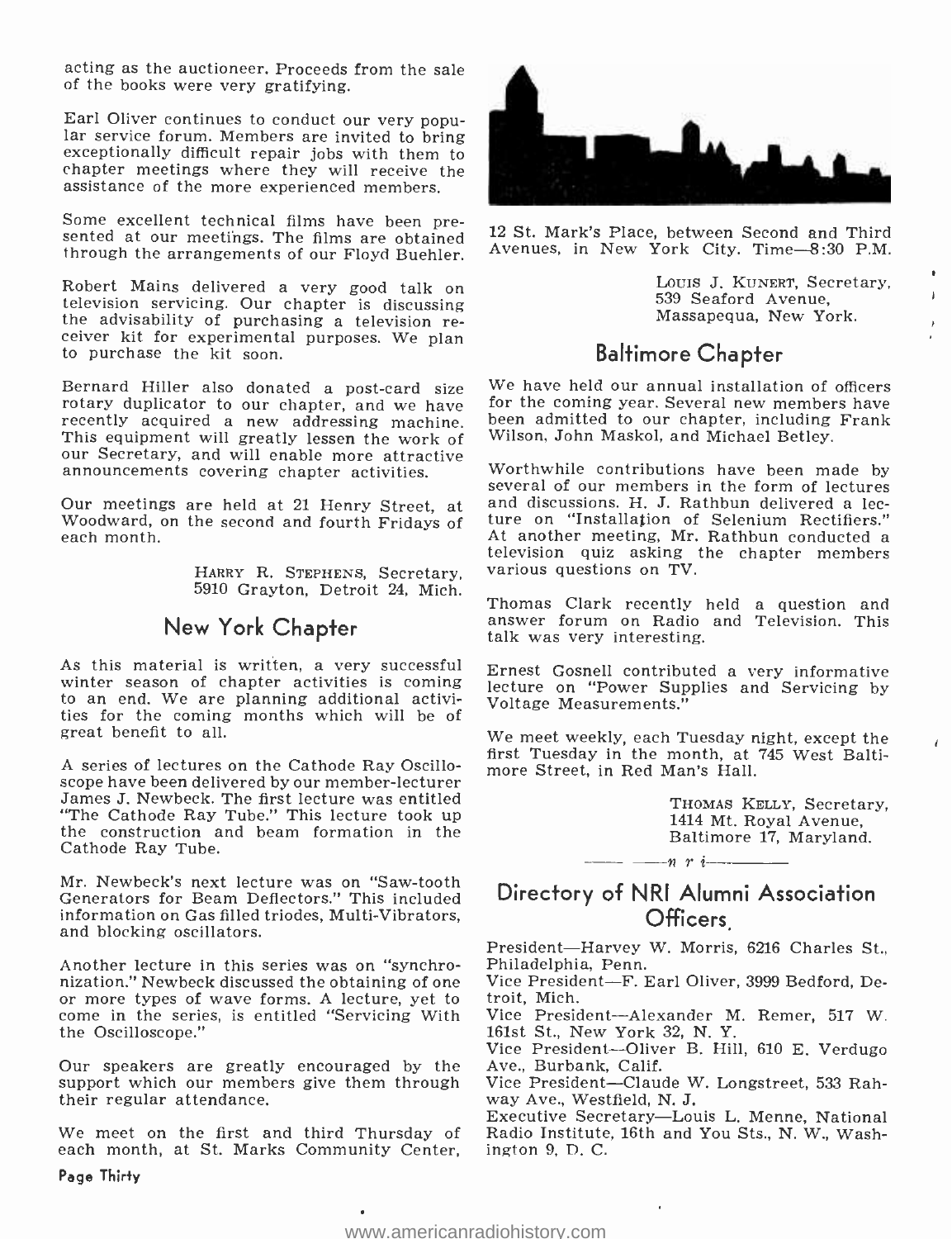acting as the auctioneer. Proceeds from the sale of the books were very gratifying.

Earl Oliver continues to conduct our very popular service forum. Members are invited to bring exceptionally difficult repair jobs with them to chapter meetings where they will receive the assistance of the more experienced members.

Some excellent technical films have been presented at our meetings. The films are obtained through the arrangements of our Floyd Buehler.

Robert Mains delivered a very good talk on television servicing. Our chapter is discussing the advisability of purchasing a television receiver kit for experimental purposes. We plan to purchase the kit soon.

Bernard Hiller also donated a post-card size rotary duplicator to our chapter, and we have recently acquired a new addressing machine. This equipment will greatly lessen the work of our Secretary, and will enable more attractive announcements covering chapter activities.

Our meetings are held at 21 Henry Street, at Woodward, on the second and fourth Fridays of each month.

HARRY R. STEPHENS, Secretary,
5910 Grayton, Detroit 24, Mich.

## New York Chapter

As this material is written, a very successful winter season of chapter activities is coming to an end. We are planning additional activities for the coming months which will be of great benefit to all.

A series of lectures on the Cathode Ray Oscilloscope have been delivered by our member-lecturer James J. Newbeck. The first lecture was entitled "The Cathode Ray Tube." This lecture took up the construction and beam formation in the Cathode Ray Tube.

Mr. Newbeck's next lecture was on "Saw-tooth Generators for Beam Deflectors." This included information on Gas filled triodes, Multi-Vibrators, and blocking oscillators.

Another lecture in this series was on "synchronization." Newbeck discussed the obtaining of one or more types of wave forms. A lecture, yet to come in the series, is entitled "Servicing With the Oscilloscope."

Our speakers are greatly encouraged by the support which our members give them through their regular attendance.

We meet on the first and third Thursday of each month, at St. Marks Community Center, 12 St. Mark's Place, between Second and Third Avenues, in New York City. Time—8:30 P.M.

LOUIS J. KUNERT, Secretary,
539 Seaford Avenue,
Massapequa, New York.

## Baltimore Chapter

We have held our annual installation of officers for the coming year. Several new members have been admitted to our chapter, including Frank Wilson, John Maskol, and Michael Betley.

Worthwhile contributions have been made by several of our members in the form of lectures and discussions. H. J. Rathbun delivered a lecture on "Installation of Selenium Rectifiers." At another meeting, Mr. Rathbun conducted a television quiz asking the chapter members various questions on TV.

Thomas Clark recently held a question and answer forum on Radio and Television. This talk was very interesting.

Ernest Gosnell contributed a very informative lecture on "Power Supplies and Servicing by Voltage Measurements."

We meet weekly, each Tuesday night, except the first Tuesday in the month, at 745 West Baltimore Street, in Red Man's Hall.

THOMAS KELLY, Secretary,
1414 Mt. Royal Avenue,
Baltimore 17, Maryland.

—— n r i ——

## Directory of NRI Alumni Association Officers.

President—Harvey W. Morris, 6216 Charles St., Philadelphia, Penn.

Vice President—F. Earl Oliver, 3999 Bedford, Detroit, Mich.

Vice President—Alexander M. Remer, 517 W. 161st St., New York 32, N. Y.

Vice President—Oliver B. Hill, 610 E. Verdugo Ave., Burbank, Calif.

Vice President—Claude W. Longstreet, 533 Rahway Ave., Westfield, N. J.

Executive Secretary—Louis L. Menne, National Radio Institute, 16th and You Sts., N. W., Washington 9, D. C.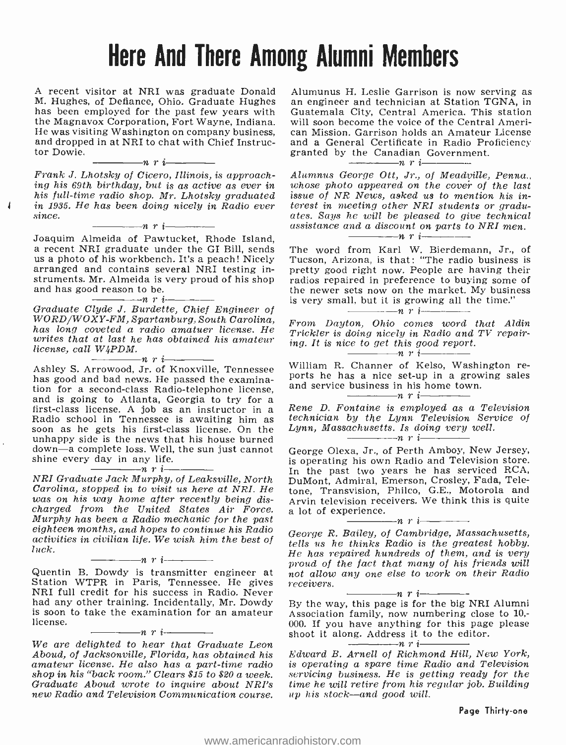# Here And There Among Alumni Members

A recent visitor at NRI was graduate Donald M. Hughes, of Defiance, Ohio. Graduate Hughes has been employed for the past few years with the Magnavox Corporation, Fort Wayne, Indiana. He was visiting Washington on company business, and dropped in at NRI to chat with Chief Instructor Dowie.

—n r i—

*Frank J. Lhotsky of Cicero, Illinois, is approaching his 69th birthday, but is as active as ever in his full-time radio shop. Mr. Lhotsky graduated in 1935. He has been doing nicely in Radio ever since.*

—n r i—

Joaquim Almeida of Pawtucket, Rhode Island, a recent NRI graduate under the GI Bill, sends us a photo of his workbench. It's a peach! Nicely arranged and contains several NRI testing instruments. Mr. Almeida is very proud of his shop and has good reason to be.

—n r i—

*Graduate Clyde J. Burdette, Chief Engineer of WORD/WOXY-FM, Spartanburg, South Carolina, has long coveted a radio amatuer license. He writes that at last he has obtained his amateur license, call W4PDM.*

—n r i—

Ashley S. Arrowood, Jr. of Knoxville, Tennessee has good and bad news. He passed the examination for a second-class Radio-telephone license, and is going to Atlanta, Georgia to try for a first-class license. A job as an instructor in a Radio school in Tennessee is awaiting him as soon as he gets his first-class license. On the unhappy side is the news that his house burned down—a complete loss. Well, the sun just cannot shine every day in any life.

—n r i—

*NRI Graduate Jack Murphy, of Leaksville, North Carolina, stopped in to visit us here at NRI. He was on his way home after recently being discharged from the United States Air Force. Murphy has been a Radio mechanic for the past eighteen months, and hopes to continue his Radio activities in civilian life. We wish him the best of luck.*

—n r i—

Quentin B. Dowdy is transmitter engineer at Station WTPR in Paris, Tennessee. He gives NRI full credit for his success in Radio. Never had any other training. Incidentally, Mr. Dowdy is soon to take the examination for an amateur license.

—n r i—

*We are delighted to hear that Graduate Leon Aboud, of Jacksonville, Florida, has obtained his amateur license. He also has a part-time radio shop in his "back room." Clears $15 to $20 a week. Graduate Aboud wrote to inquire about NRI's new Radio and Television Communication course.*

Alumunus H. Leslie Garrison is now serving as an engineer and technician at Station TGNA, in Guatemala City, Central America. This station will soon become the voice of the Central American Mission. Garrison holds an Amateur License and a General Certificate in Radio Proficiency granted by the Canadian Government.

—n r i—

*Alumnus George Ott, Jr., of Meadville, Penna., whose photo appeared on the cover of the last issue of NR News, asked us to mention his interest in meeting other NRI students or graduates. Says he will be pleased to give technical assistance and a discount on parts to NRI men.*

—n r i—

The word from Karl W. Bierdemann, Jr., of Tucson, Arizona, is that: "The radio business is pretty good right now. People are having their radios repaired in preference to buying some of the newer sets now on the market. My business is very small, but it is growing all the time."

—n r i—

*From Dayton, Ohio comes word that Aldin Trickler is doing nicely in Radio and TV repairing. It is nice to get this good report.*

—n r i—

William R. Channer of Kelso, Washington reports he has a nice set-up in a growing sales and service business in his home town.

—n r i—

*Rene D. Fontaine is employed as a Television technician by the Lynn Television Service of Lynn, Massachusetts. Is doing very well.*

—n r i—

George Olexa, Jr., of Perth Amboy, New Jersey, is operating his own Radio and Television store. In the past two years he has serviced RCA, DuMont, Admiral, Emerson, Crosley, Fada, Teletone, Transvision, Philco, G.E., Motorola and Arvin television receivers. We think this is quite a lot of experience.

—n r i—

*George R. Bailey, of Cambridge, Massachusetts, tells us he thinks Radio is the greatest hobby. He has repaired hundreds of them, and is very proud of the fact that many of his friends will not allow any one else to work on their Radio receivers.*

—n r i—

By the way, this page is for the big NRI Alumni Association family, now numbering close to 10,000. If you have anything for this page please shoot it along. Address it to the editor.

—n r i—

*Edward B. Arnell of Richmond Hill, New York, is operating a spare time Radio and Television servicing business. He is getting ready for the time he will retire from his regular job. Building up his stock—and good will.*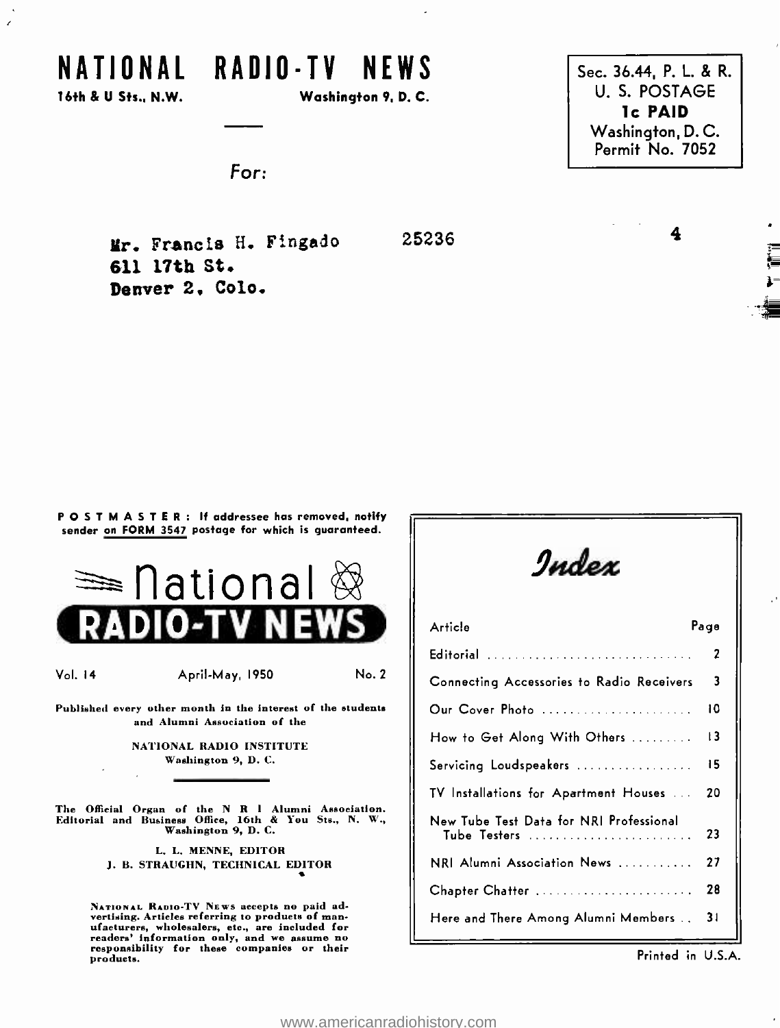# NATIONAL RADIO-TV NEWS

**16th & U Sts., N.W.** **Washington 9, D. C.**

Sec. 36.44, P. L. & R.
U. S. POSTAGE
**1c PAID**
Washington, D. C.
Permit No. 7052

For:

**Mr. Francis H. Fingado** 25236 4
**611 17th St.**
**Denver 2, Colo.**

**POSTMASTER: If addressee has removed, notify sender on FORM 3547 postage for which is guaranteed.**

# National RADIO-TV NEWS

Vol. 14 April-May, 1950 No. 2

**Published every other month in the interest of the students and Alumni Association of the**

**NATIONAL RADIO INSTITUTE**
**Washington 9, D. C.**

**The Official Organ of the N R I Alumni Association. Editorial and Business Office, 16th & You Sts., N. W., Washington 9, D. C.**

**L. L. MENNE, EDITOR**
**J. B. STRAUGHN, TECHNICAL EDITOR**

**NATIONAL RADIO-TV NEWS accepts no paid advertising. Articles referring to products of manufacturers, wholesalers, etc., are included for readers' information only, and we assume no responsibility for these companies or their products.**

## *Index*

| Article | Page |
|---|---|
| Editorial | 2 |
| Connecting Accessories to Radio Receivers | 3 |
| Our Cover Photo | 10 |
| How to Get Along With Others | 13 |
| Servicing Loudspeakers | 15 |
| TV Installations for Apartment Houses | 20 |
| New Tube Test Data for NRI Professional Tube Testers | 23 |
| NRI Alumni Association News | 27 |
| Chapter Chatter | 28 |
| Here and There Among Alumni Members | 31 |

Printed in U.S.A.